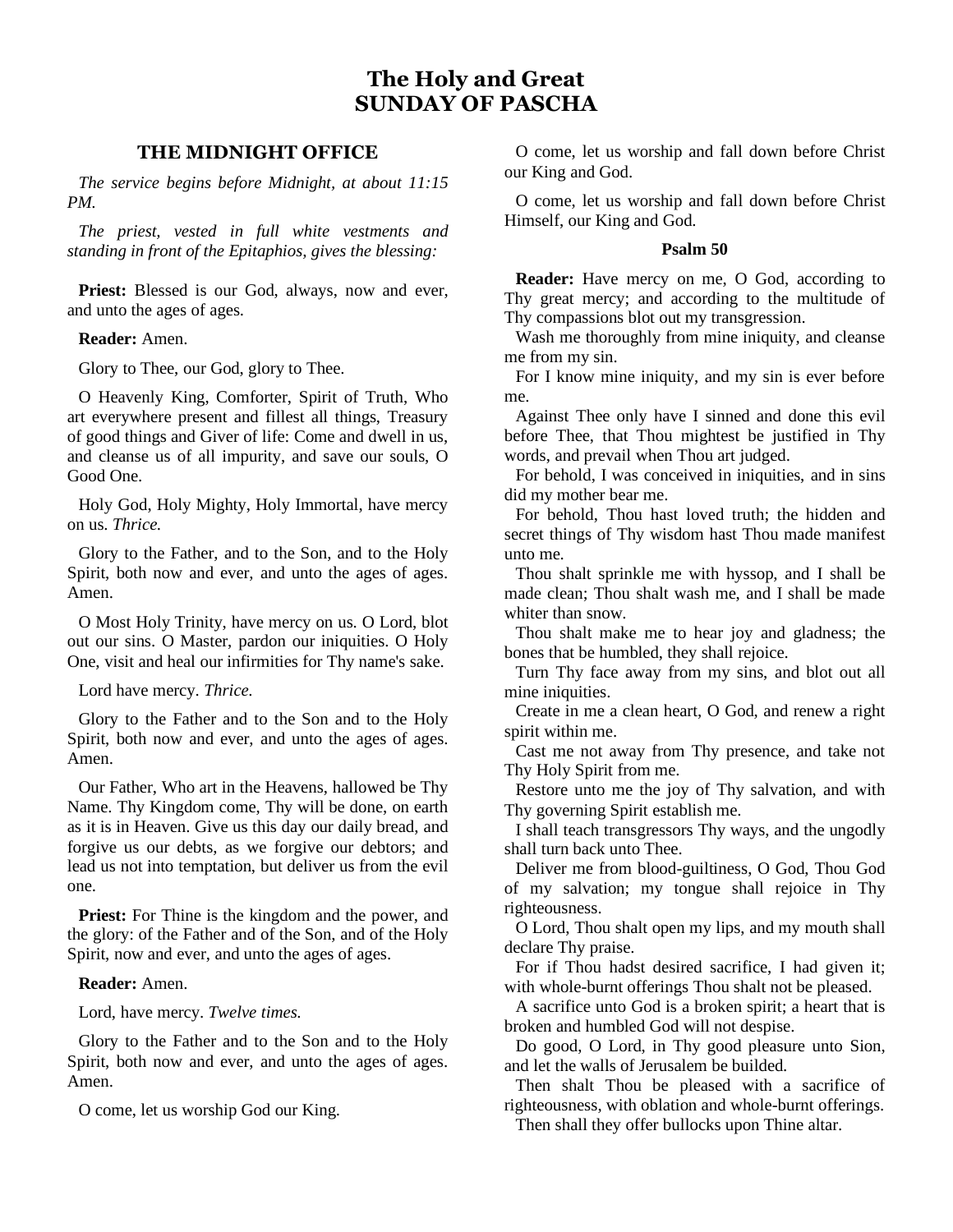# The Holy and Great
# SUNDAY OF PASCHA

## THE MIDNIGHT OFFICE

*The service begins before Midnight, at about 11:15 PM.*

*The priest, vested in full white vestments and standing in front of the Epitaphios, gives the blessing:*

**Priest:** Blessed is our God, always, now and ever, and unto the ages of ages.

**Reader:** Amen.

Glory to Thee, our God, glory to Thee.

O Heavenly King, Comforter, Spirit of Truth, Who art everywhere present and fillest all things, Treasury of good things and Giver of life: Come and dwell in us, and cleanse us of all impurity, and save our souls, O Good One.

Holy God, Holy Mighty, Holy Immortal, have mercy on us. *Thrice.*

Glory to the Father, and to the Son, and to the Holy Spirit, both now and ever, and unto the ages of ages. Amen.

O Most Holy Trinity, have mercy on us. O Lord, blot out our sins. O Master, pardon our iniquities. O Holy One, visit and heal our infirmities for Thy name's sake.

Lord have mercy. *Thrice.*

Glory to the Father and to the Son and to the Holy Spirit, both now and ever, and unto the ages of ages. Amen.

Our Father, Who art in the Heavens, hallowed be Thy Name. Thy Kingdom come, Thy will be done, on earth as it is in Heaven. Give us this day our daily bread, and forgive us our debts, as we forgive our debtors; and lead us not into temptation, but deliver us from the evil one.

**Priest:** For Thine is the kingdom and the power, and the glory: of the Father and of the Son, and of the Holy Spirit, now and ever, and unto the ages of ages.

**Reader:** Amen.

Lord, have mercy. *Twelve times.*

Glory to the Father and to the Son and to the Holy Spirit, both now and ever, and unto the ages of ages. Amen.

O come, let us worship God our King.

O come, let us worship and fall down before Christ our King and God.

O come, let us worship and fall down before Christ Himself, our King and God.

**Psalm 50**

**Reader:** Have mercy on me, O God, according to Thy great mercy; and according to the multitude of Thy compassions blot out my transgression.

Wash me thoroughly from mine iniquity, and cleanse me from my sin.

For I know mine iniquity, and my sin is ever before me.

Against Thee only have I sinned and done this evil before Thee, that Thou mightest be justified in Thy words, and prevail when Thou art judged.

For behold, I was conceived in iniquities, and in sins did my mother bear me.

For behold, Thou hast loved truth; the hidden and secret things of Thy wisdom hast Thou made manifest unto me.

Thou shalt sprinkle me with hyssop, and I shall be made clean; Thou shalt wash me, and I shall be made whiter than snow.

Thou shalt make me to hear joy and gladness; the bones that be humbled, they shall rejoice.

Turn Thy face away from my sins, and blot out all mine iniquities.

Create in me a clean heart, O God, and renew a right spirit within me.

Cast me not away from Thy presence, and take not Thy Holy Spirit from me.

Restore unto me the joy of Thy salvation, and with Thy governing Spirit establish me.

I shall teach transgressors Thy ways, and the ungodly shall turn back unto Thee.

Deliver me from blood-guiltiness, O God, Thou God of my salvation; my tongue shall rejoice in Thy righteousness.

O Lord, Thou shalt open my lips, and my mouth shall declare Thy praise.

For if Thou hadst desired sacrifice, I had given it; with whole-burnt offerings Thou shalt not be pleased.

A sacrifice unto God is a broken spirit; a heart that is broken and humbled God will not despise.

Do good, O Lord, in Thy good pleasure unto Sion, and let the walls of Jerusalem be builded.

Then shalt Thou be pleased with a sacrifice of righteousness, with oblation and whole-burnt offerings.

Then shall they offer bullocks upon Thine altar.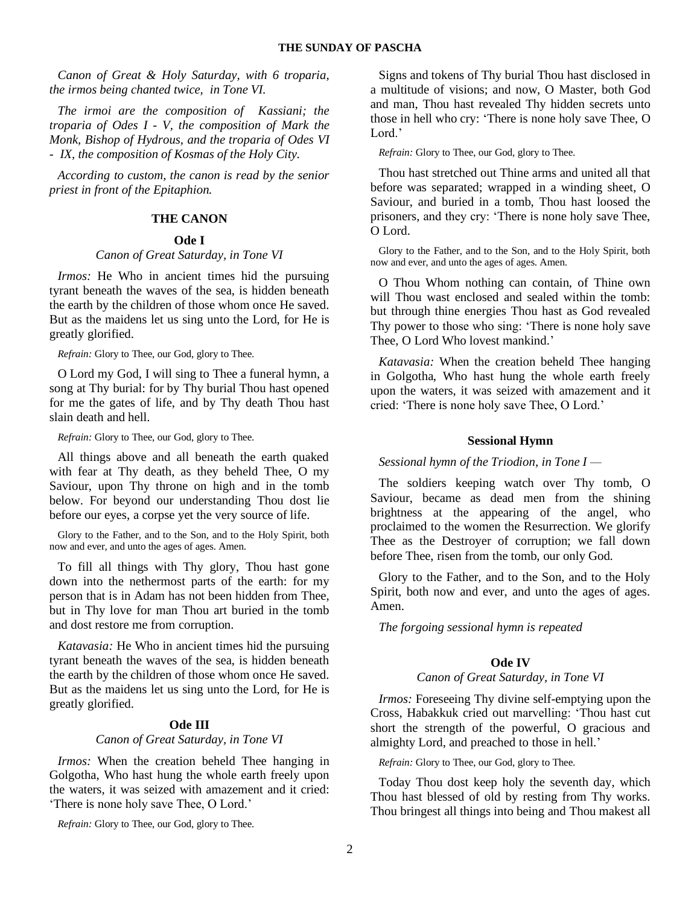*Canon of Great & Holy Saturday, with 6 troparia, the irmos being chanted twice, in Tone VI.*

*The irmoi are the composition of Kassiani; the troparia of Odes I - V, the composition of Mark the Monk, Bishop of Hydrous, and the troparia of Odes VI - IX, the composition of Kosmas of the Holy City.*

*According to custom, the canon is read by the senior priest in front of the Epitaphion.*

## THE CANON

### Ode I

*Canon of Great Saturday, in Tone VI*

*Irmos:* He Who in ancient times hid the pursuing tyrant beneath the waves of the sea, is hidden beneath the earth by the children of those whom once He saved. But as the maidens let us sing unto the Lord, for He is greatly glorified.

*Refrain:* Glory to Thee, our God, glory to Thee.

O Lord my God, I will sing to Thee a funeral hymn, a song at Thy burial: for by Thy burial Thou hast opened for me the gates of life, and by Thy death Thou hast slain death and hell.

*Refrain:* Glory to Thee, our God, glory to Thee.

All things above and all beneath the earth quaked with fear at Thy death, as they beheld Thee, O my Saviour, upon Thy throne on high and in the tomb below. For beyond our understanding Thou dost lie before our eyes, a corpse yet the very source of life.

Glory to the Father, and to the Son, and to the Holy Spirit, both now and ever, and unto the ages of ages. Amen.

To fill all things with Thy glory, Thou hast gone down into the nethermost parts of the earth: for my person that is in Adam has not been hidden from Thee, but in Thy love for man Thou art buried in the tomb and dost restore me from corruption.

*Katavasia:* He Who in ancient times hid the pursuing tyrant beneath the waves of the sea, is hidden beneath the earth by the children of those whom once He saved. But as the maidens let us sing unto the Lord, for He is greatly glorified.

### Ode III

*Canon of Great Saturday, in Tone VI*

*Irmos:* When the creation beheld Thee hanging in Golgotha, Who hast hung the whole earth freely upon the waters, it was seized with amazement and it cried: 'There is none holy save Thee, O Lord.'

*Refrain:* Glory to Thee, our God, glory to Thee.

Signs and tokens of Thy burial Thou hast disclosed in a multitude of visions; and now, O Master, both God and man, Thou hast revealed Thy hidden secrets unto those in hell who cry: 'There is none holy save Thee, O Lord.'

*Refrain:* Glory to Thee, our God, glory to Thee.

Thou hast stretched out Thine arms and united all that before was separated; wrapped in a winding sheet, O Saviour, and buried in a tomb, Thou hast loosed the prisoners, and they cry: 'There is none holy save Thee, O Lord.

Glory to the Father, and to the Son, and to the Holy Spirit, both now and ever, and unto the ages of ages. Amen.

O Thou Whom nothing can contain, of Thine own will Thou wast enclosed and sealed within the tomb: but through thine energies Thou hast as God revealed Thy power to those who sing: 'There is none holy save Thee, O Lord Who lovest mankind.'

*Katavasia:* When the creation beheld Thee hanging in Golgotha, Who hast hung the whole earth freely upon the waters, it was seized with amazement and it cried: 'There is none holy save Thee, O Lord.'

### Sessional Hymn

*Sessional hymn of the Triodion, in Tone I —*

The soldiers keeping watch over Thy tomb, O Saviour, became as dead men from the shining brightness at the appearing of the angel, who proclaimed to the women the Resurrection. We glorify Thee as the Destroyer of corruption; we fall down before Thee, risen from the tomb, our only God.

Glory to the Father, and to the Son, and to the Holy Spirit, both now and ever, and unto the ages of ages. Amen.

*The forgoing sessional hymn is repeated*

### Ode IV

*Canon of Great Saturday, in Tone VI*

*Irmos:* Foreseeing Thy divine self-emptying upon the Cross, Habakkuk cried out marvelling: 'Thou hast cut short the strength of the powerful, O gracious and almighty Lord, and preached to those in hell.'

*Refrain:* Glory to Thee, our God, glory to Thee.

Today Thou dost keep holy the seventh day, which Thou hast blessed of old by resting from Thy works. Thou bringest all things into being and Thou makest all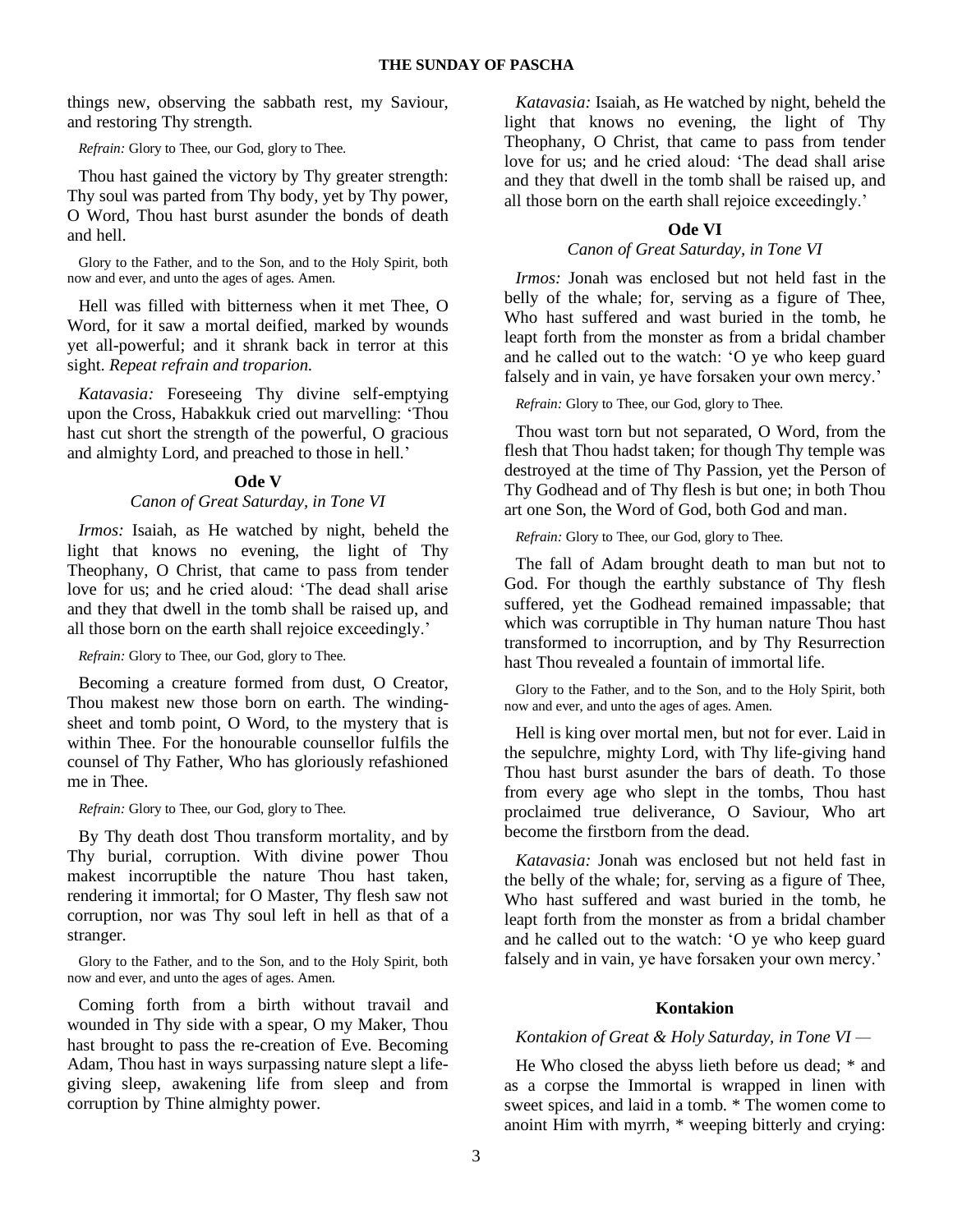things new, observing the sabbath rest, my Saviour, and restoring Thy strength.

*Refrain:* Glory to Thee, our God, glory to Thee.

Thou hast gained the victory by Thy greater strength: Thy soul was parted from Thy body, yet by Thy power, O Word, Thou hast burst asunder the bonds of death and hell.

Glory to the Father, and to the Son, and to the Holy Spirit, both now and ever, and unto the ages of ages. Amen.

Hell was filled with bitterness when it met Thee, O Word, for it saw a mortal deified, marked by wounds yet all-powerful; and it shrank back in terror at this sight. *Repeat refrain and troparion.*

*Katavasia:* Foreseeing Thy divine self-emptying upon the Cross, Habakkuk cried out marvelling: 'Thou hast cut short the strength of the powerful, O gracious and almighty Lord, and preached to those in hell.'

### Ode V

*Canon of Great Saturday, in Tone VI*

*Irmos:* Isaiah, as He watched by night, beheld the light that knows no evening, the light of Thy Theophany, O Christ, that came to pass from tender love for us; and he cried aloud: 'The dead shall arise and they that dwell in the tomb shall be raised up, and all those born on the earth shall rejoice exceedingly.'

*Refrain:* Glory to Thee, our God, glory to Thee.

Becoming a creature formed from dust, O Creator, Thou makest new those born on earth. The winding-sheet and tomb point, O Word, to the mystery that is within Thee. For the honourable counsellor fulfils the counsel of Thy Father, Who has gloriously refashioned me in Thee.

*Refrain:* Glory to Thee, our God, glory to Thee.

By Thy death dost Thou transform mortality, and by Thy burial, corruption. With divine power Thou makest incorruptible the nature Thou hast taken, rendering it immortal; for O Master, Thy flesh saw not corruption, nor was Thy soul left in hell as that of a stranger.

Glory to the Father, and to the Son, and to the Holy Spirit, both now and ever, and unto the ages of ages. Amen.

Coming forth from a birth without travail and wounded in Thy side with a spear, O my Maker, Thou hast brought to pass the re-creation of Eve. Becoming Adam, Thou hast in ways surpassing nature slept a life-giving sleep, awakening life from sleep and from corruption by Thine almighty power.

*Katavasia:* Isaiah, as He watched by night, beheld the light that knows no evening, the light of Thy Theophany, O Christ, that came to pass from tender love for us; and he cried aloud: 'The dead shall arise and they that dwell in the tomb shall be raised up, and all those born on the earth shall rejoice exceedingly.'

### Ode VI

*Canon of Great Saturday, in Tone VI*

*Irmos:* Jonah was enclosed but not held fast in the belly of the whale; for, serving as a figure of Thee, Who hast suffered and wast buried in the tomb, he leapt forth from the monster as from a bridal chamber and he called out to the watch: 'O ye who keep guard falsely and in vain, ye have forsaken your own mercy.'

*Refrain:* Glory to Thee, our God, glory to Thee.

Thou wast torn but not separated, O Word, from the flesh that Thou hadst taken; for though Thy temple was destroyed at the time of Thy Passion, yet the Person of Thy Godhead and of Thy flesh is but one; in both Thou art one Son, the Word of God, both God and man.

*Refrain:* Glory to Thee, our God, glory to Thee.

The fall of Adam brought death to man but not to God. For though the earthly substance of Thy flesh suffered, yet the Godhead remained impassable; that which was corruptible in Thy human nature Thou hast transformed to incorruption, and by Thy Resurrection hast Thou revealed a fountain of immortal life.

Glory to the Father, and to the Son, and to the Holy Spirit, both now and ever, and unto the ages of ages. Amen.

Hell is king over mortal men, but not for ever. Laid in the sepulchre, mighty Lord, with Thy life-giving hand Thou hast burst asunder the bars of death. To those from every age who slept in the tombs, Thou hast proclaimed true deliverance, O Saviour, Who art become the firstborn from the dead.

*Katavasia:* Jonah was enclosed but not held fast in the belly of the whale; for, serving as a figure of Thee, Who hast suffered and wast buried in the tomb, he leapt forth from the monster as from a bridal chamber and he called out to the watch: 'O ye who keep guard falsely and in vain, ye have forsaken your own mercy.'

### Kontakion

*Kontakion of Great & Holy Saturday, in Tone VI —*

He Who closed the abyss lieth before us dead; * and as a corpse the Immortal is wrapped in linen with sweet spices, and laid in a tomb. * The women come to anoint Him with myrrh, * weeping bitterly and crying: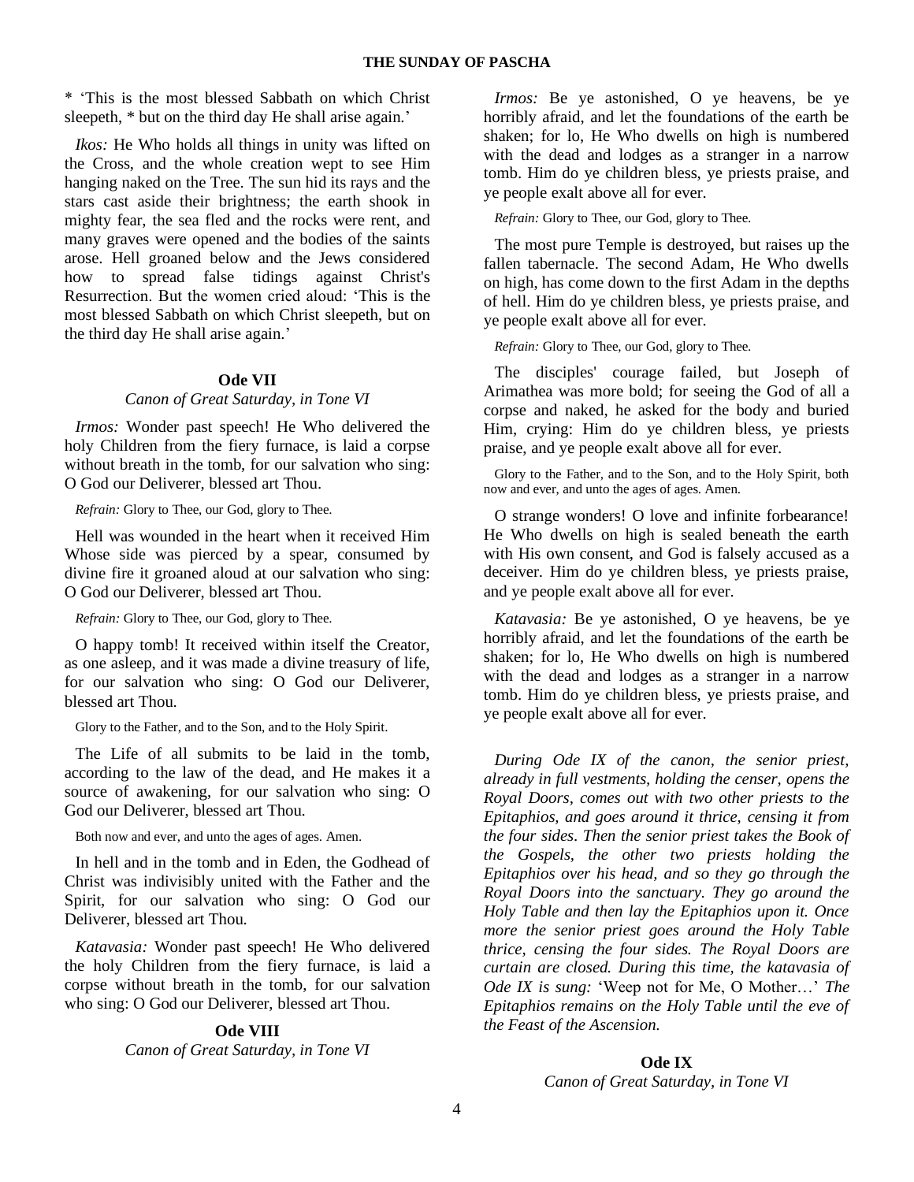* 'This is the most blessed Sabbath on which Christ sleepeth, * but on the third day He shall arise again.'

*Ikos:* He Who holds all things in unity was lifted on the Cross, and the whole creation wept to see Him hanging naked on the Tree. The sun hid its rays and the stars cast aside their brightness; the earth shook in mighty fear, the sea fled and the rocks were rent, and many graves were opened and the bodies of the saints arose. Hell groaned below and the Jews considered how to spread false tidings against Christ's Resurrection. But the women cried aloud: 'This is the most blessed Sabbath on which Christ sleepeth, but on the third day He shall arise again.'

### Ode VII

*Canon of Great Saturday, in Tone VI*

*Irmos:* Wonder past speech! He Who delivered the holy Children from the fiery furnace, is laid a corpse without breath in the tomb, for our salvation who sing: O God our Deliverer, blessed art Thou.

*Refrain:* Glory to Thee, our God, glory to Thee.

Hell was wounded in the heart when it received Him Whose side was pierced by a spear, consumed by divine fire it groaned aloud at our salvation who sing: O God our Deliverer, blessed art Thou.

*Refrain:* Glory to Thee, our God, glory to Thee.

O happy tomb! It received within itself the Creator, as one asleep, and it was made a divine treasury of life, for our salvation who sing: O God our Deliverer, blessed art Thou.

Glory to the Father, and to the Son, and to the Holy Spirit.

The Life of all submits to be laid in the tomb, according to the law of the dead, and He makes it a source of awakening, for our salvation who sing: O God our Deliverer, blessed art Thou.

Both now and ever, and unto the ages of ages. Amen.

In hell and in the tomb and in Eden, the Godhead of Christ was indivisibly united with the Father and the Spirit, for our salvation who sing: O God our Deliverer, blessed art Thou.

*Katavasia:* Wonder past speech! He Who delivered the holy Children from the fiery furnace, is laid a corpse without breath in the tomb, for our salvation who sing: O God our Deliverer, blessed art Thou.

### Ode VIII

*Canon of Great Saturday, in Tone VI*

*Irmos:* Be ye astonished, O ye heavens, be ye horribly afraid, and let the foundations of the earth be shaken; for lo, He Who dwells on high is numbered with the dead and lodges as a stranger in a narrow tomb. Him do ye children bless, ye priests praise, and ye people exalt above all for ever.

*Refrain:* Glory to Thee, our God, glory to Thee.

The most pure Temple is destroyed, but raises up the fallen tabernacle. The second Adam, He Who dwells on high, has come down to the first Adam in the depths of hell. Him do ye children bless, ye priests praise, and ye people exalt above all for ever.

*Refrain:* Glory to Thee, our God, glory to Thee.

The disciples' courage failed, but Joseph of Arimathea was more bold; for seeing the God of all a corpse and naked, he asked for the body and buried Him, crying: Him do ye children bless, ye priests praise, and ye people exalt above all for ever.

Glory to the Father, and to the Son, and to the Holy Spirit, both now and ever, and unto the ages of ages. Amen.

O strange wonders! O love and infinite forbearance! He Who dwells on high is sealed beneath the earth with His own consent, and God is falsely accused as a deceiver. Him do ye children bless, ye priests praise, and ye people exalt above all for ever.

*Katavasia:* Be ye astonished, O ye heavens, be ye horribly afraid, and let the foundations of the earth be shaken; for lo, He Who dwells on high is numbered with the dead and lodges as a stranger in a narrow tomb. Him do ye children bless, ye priests praise, and ye people exalt above all for ever.

*During Ode IX of the canon, the senior priest, already in full vestments, holding the censer, opens the Royal Doors, comes out with two other priests to the Epitaphios, and goes around it thrice, censing it from the four sides. Then the senior priest takes the Book of the Gospels, the other two priests holding the Epitaphios over his head, and so they go through the Royal Doors into the sanctuary. They go around the Holy Table and then lay the Epitaphios upon it. Once more the senior priest goes around the Holy Table thrice, censing the four sides. The Royal Doors are curtain are closed. During this time, the katavasia of Ode IX is sung:* 'Weep not for Me, O Mother…' *The Epitaphios remains on the Holy Table until the eve of the Feast of the Ascension.*

### Ode IX

*Canon of Great Saturday, in Tone VI*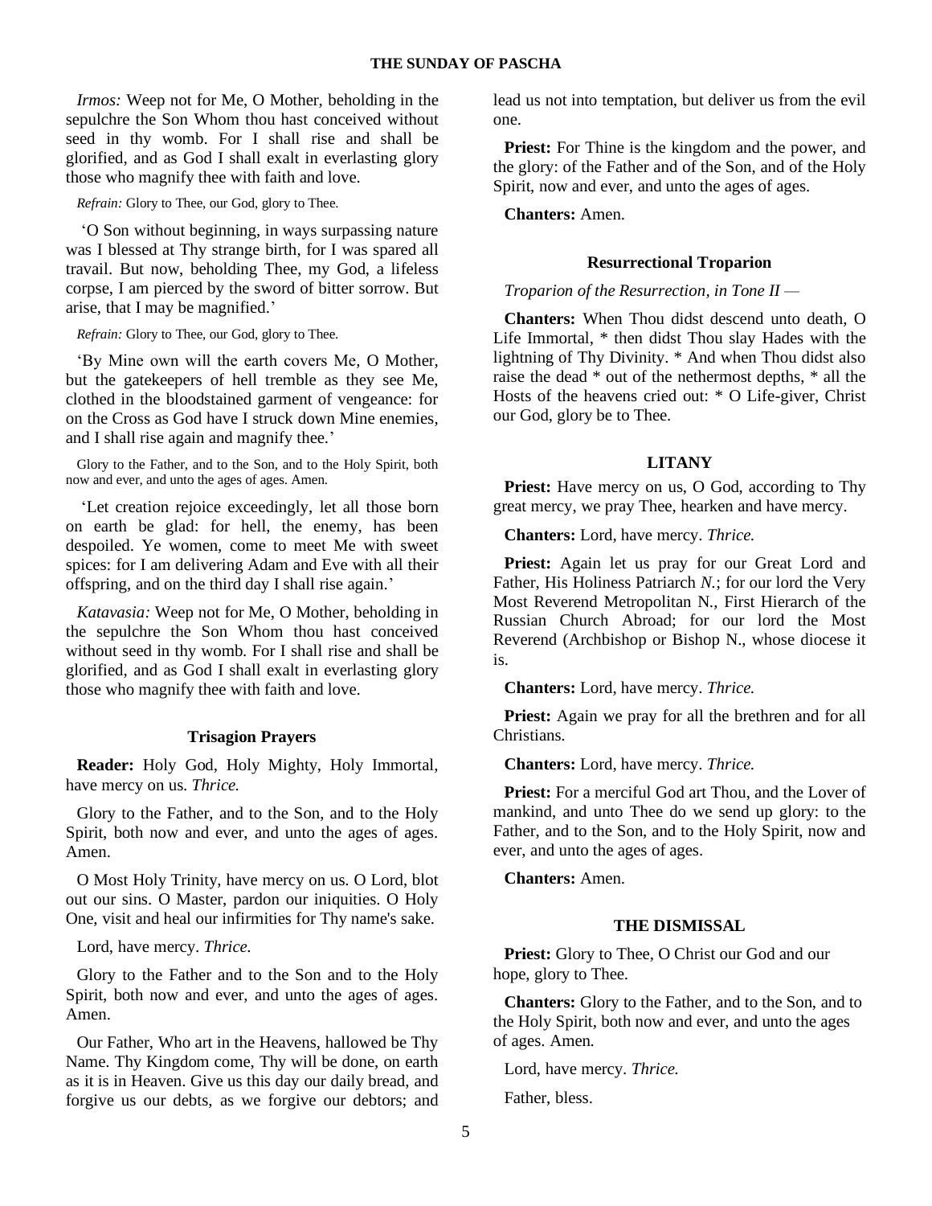*Irmos:* Weep not for Me, O Mother, beholding in the sepulchre the Son Whom thou hast conceived without seed in thy womb. For I shall rise and shall be glorified, and as God I shall exalt in everlasting glory those who magnify thee with faith and love.

*Refrain:* Glory to Thee, our God, glory to Thee.

'O Son without beginning, in ways surpassing nature was I blessed at Thy strange birth, for I was spared all travail. But now, beholding Thee, my God, a lifeless corpse, I am pierced by the sword of bitter sorrow. But arise, that I may be magnified.'

*Refrain:* Glory to Thee, our God, glory to Thee.

'By Mine own will the earth covers Me, O Mother, but the gatekeepers of hell tremble as they see Me, clothed in the bloodstained garment of vengeance: for on the Cross as God have I struck down Mine enemies, and I shall rise again and magnify thee.'

Glory to the Father, and to the Son, and to the Holy Spirit, both now and ever, and unto the ages of ages. Amen.

'Let creation rejoice exceedingly, let all those born on earth be glad: for hell, the enemy, has been despoiled. Ye women, come to meet Me with sweet spices: for I am delivering Adam and Eve with all their offspring, and on the third day I shall rise again.'

*Katavasia:* Weep not for Me, O Mother, beholding in the sepulchre the Son Whom thou hast conceived without seed in thy womb. For I shall rise and shall be glorified, and as God I shall exalt in everlasting glory those who magnify thee with faith and love.

### Trisagion Prayers

**Reader:** Holy God, Holy Mighty, Holy Immortal, have mercy on us. *Thrice.*

Glory to the Father, and to the Son, and to the Holy Spirit, both now and ever, and unto the ages of ages. Amen.

O Most Holy Trinity, have mercy on us. O Lord, blot out our sins. O Master, pardon our iniquities. O Holy One, visit and heal our infirmities for Thy name's sake.

Lord, have mercy. *Thrice.*

Glory to the Father and to the Son and to the Holy Spirit, both now and ever, and unto the ages of ages. Amen.

Our Father, Who art in the Heavens, hallowed be Thy Name. Thy Kingdom come, Thy will be done, on earth as it is in Heaven. Give us this day our daily bread, and forgive us our debts, as we forgive our debtors; and lead us not into temptation, but deliver us from the evil one.

**Priest:** For Thine is the kingdom and the power, and the glory: of the Father and of the Son, and of the Holy Spirit, now and ever, and unto the ages of ages.

**Chanters:** Amen.

### Resurrectional Troparion

*Troparion of the Resurrection, in Tone II —*

**Chanters:** When Thou didst descend unto death, O Life Immortal, * then didst Thou slay Hades with the lightning of Thy Divinity. * And when Thou didst also raise the dead * out of the nethermost depths, * all the Hosts of the heavens cried out: * O Life-giver, Christ our God, glory be to Thee.

### LITANY

**Priest:** Have mercy on us, O God, according to Thy great mercy, we pray Thee, hearken and have mercy.

**Chanters:** Lord, have mercy. *Thrice.*

**Priest:** Again let us pray for our Great Lord and Father, His Holiness Patriarch *N.*; for our lord the Very Most Reverend Metropolitan N., First Hierarch of the Russian Church Abroad; for our lord the Most Reverend (Archbishop or Bishop N., whose diocese it is.

**Chanters:** Lord, have mercy. *Thrice.*

**Priest:** Again we pray for all the brethren and for all Christians.

**Chanters:** Lord, have mercy. *Thrice.*

**Priest:** For a merciful God art Thou, and the Lover of mankind, and unto Thee do we send up glory: to the Father, and to the Son, and to the Holy Spirit, now and ever, and unto the ages of ages.

**Chanters:** Amen.

### THE DISMISSAL

**Priest:** Glory to Thee, O Christ our God and our hope, glory to Thee.

**Chanters:** Glory to the Father, and to the Son, and to the Holy Spirit, both now and ever, and unto the ages of ages. Amen.

Lord, have mercy. *Thrice.*

Father, bless.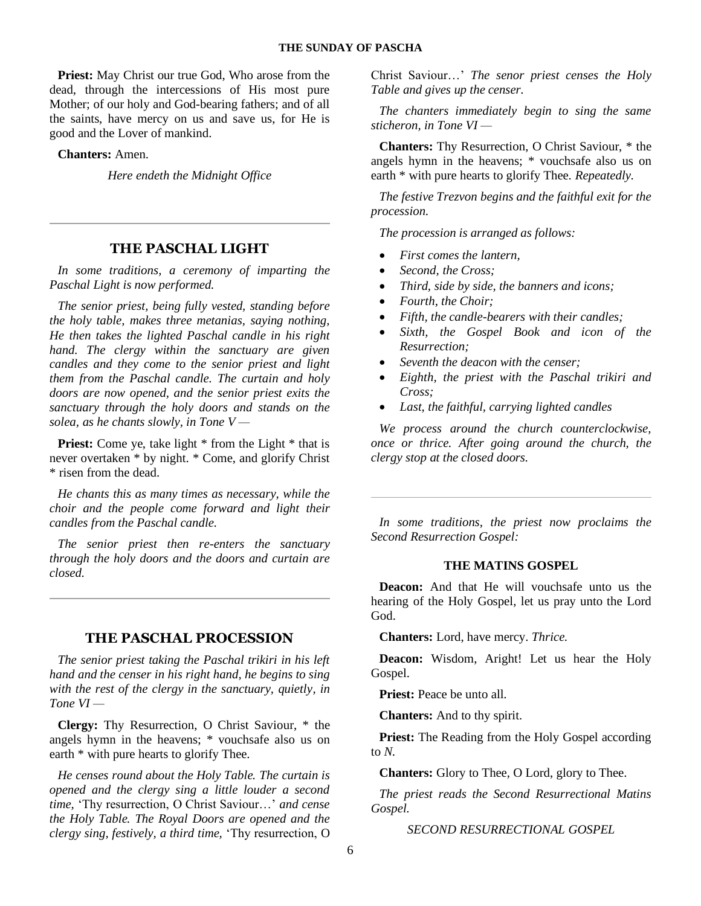**Priest:** May Christ our true God, Who arose from the dead, through the intercessions of His most pure Mother; of our holy and God-bearing fathers; and of all the saints, have mercy on us and save us, for He is good and the Lover of mankind.

**Chanters:** Amen.

*Here endeth the Midnight Office*

---

## THE PASCHAL LIGHT

*In some traditions, a ceremony of imparting the Paschal Light is now performed.*

*The senior priest, being fully vested, standing before the holy table, makes three metanias, saying nothing, He then takes the lighted Paschal candle in his right hand. The clergy within the sanctuary are given candles and they come to the senior priest and light them from the Paschal candle. The curtain and holy doors are now opened, and the senior priest exits the sanctuary through the holy doors and stands on the solea, as he chants slowly, in Tone V —*

**Priest:** Come ye, take light * from the Light * that is never overtaken * by night. * Come, and glorify Christ * risen from the dead.

*He chants this as many times as necessary, while the choir and the people come forward and light their candles from the Paschal candle.*

*The senior priest then re-enters the sanctuary through the holy doors and the doors and curtain are closed.*

---

## THE PASCHAL PROCESSION

*The senior priest taking the Paschal trikiri in his left hand and the censer in his right hand, he begins to sing with the rest of the clergy in the sanctuary, quietly, in Tone VI —*

**Clergy:** Thy Resurrection, O Christ Saviour, * the angels hymn in the heavens; * vouchsafe also us on earth * with pure hearts to glorify Thee.

*He censes round about the Holy Table. The curtain is opened and the clergy sing a little louder a second time,* 'Thy resurrection, O Christ Saviour…' *and cense the Holy Table. The Royal Doors are opened and the clergy sing, festively, a third time,* 'Thy resurrection, O Christ Saviour…' *The senor priest censes the Holy Table and gives up the censer.*

*The chanters immediately begin to sing the same sticheron, in Tone VI —*

**Chanters:** Thy Resurrection, O Christ Saviour, * the angels hymn in the heavens; * vouchsafe also us on earth * with pure hearts to glorify Thee. *Repeatedly.*

*The festive Trezvon begins and the faithful exit for the procession.*

*The procession is arranged as follows:*

- *First comes the lantern,*
- *Second, the Cross;*
- *Third, side by side, the banners and icons;*
- *Fourth, the Choir;*
- *Fifth, the candle-bearers with their candles;*
- *Sixth, the Gospel Book and icon of the Resurrection;*
- *Seventh the deacon with the censer;*
- *Eighth, the priest with the Paschal trikiri and Cross;*
- *Last, the faithful, carrying lighted candles*

*We process around the church counterclockwise, once or thrice. After going around the church, the clergy stop at the closed doors.*

---

*In some traditions, the priest now proclaims the Second Resurrection Gospel:*

### THE MATINS GOSPEL

**Deacon:** And that He will vouchsafe unto us the hearing of the Holy Gospel, let us pray unto the Lord God.

**Chanters:** Lord, have mercy. *Thrice.*

**Deacon:** Wisdom, Aright! Let us hear the Holy Gospel.

**Priest:** Peace be unto all.

**Chanters:** And to thy spirit.

**Priest:** The Reading from the Holy Gospel according to *N.*

**Chanters:** Glory to Thee, O Lord, glory to Thee.

*The priest reads the Second Resurrectional Matins Gospel.*

*SECOND RESURRECTIONAL GOSPEL*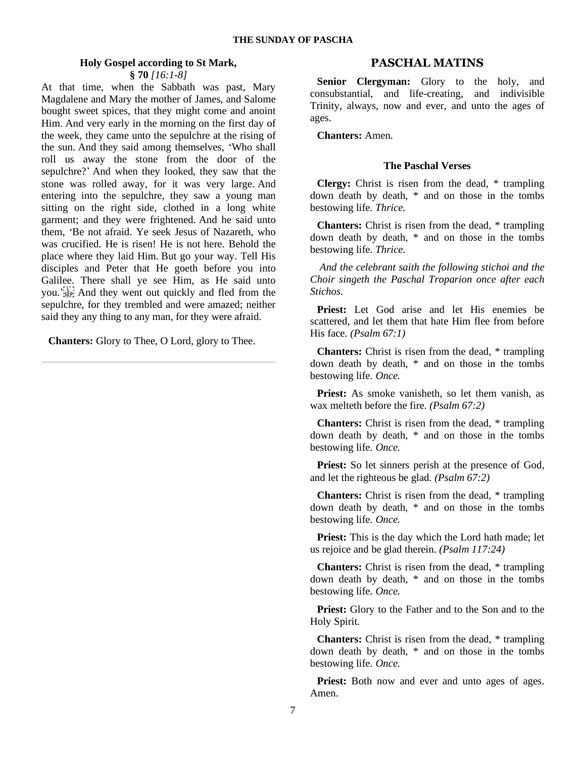### Holy Gospel according to St Mark, § 70 *[16:1-8]*

At that time, when the Sabbath was past, Mary Magdalene and Mary the mother of James, and Salome bought sweet spices, that they might come and anoint Him. And very early in the morning on the first day of the week, they came unto the sepulchre at the rising of the sun. And they said among themselves, 'Who shall roll us away the stone from the door of the sepulchre?' And when they looked, they saw that the stone was rolled away, for it was very large. And entering into the sepulchre, they saw a young man sitting on the right side, clothed in a long white garment; and they were frightened. And he said unto them, 'Be not afraid. Ye seek Jesus of Nazareth, who was crucified. He is risen! He is not here. Behold the place where they laid Him. But go your way. Tell His disciples and Peter that He goeth before you into Galilee. There shall ye see Him, as He said unto you.' And they went out quickly and fled from the sepulchre, for they trembled and were amazed; neither said they any thing to any man, for they were afraid.

**Chanters:** Glory to Thee, O Lord, glory to Thee.

---

## PASCHAL MATINS

**Senior Clergyman:** Glory to the holy, and consubstantial, and life-creating, and indivisible Trinity, always, now and ever, and unto the ages of ages.

**Chanters:** Amen.

### The Paschal Verses

**Clergy:** Christ is risen from the dead, * trampling down death by death, * and on those in the tombs bestowing life. *Thrice.*

**Chanters:** Christ is risen from the dead, * trampling down death by death, * and on those in the tombs bestowing life. *Thrice.*

*And the celebrant saith the following stichoi and the Choir singeth the Paschal Troparion once after each Stichos.*

**Priest:** Let God arise and let His enemies be scattered, and let them that hate Him flee from before His face. *(Psalm 67:1)*

**Chanters:** Christ is risen from the dead, * trampling down death by death, * and on those in the tombs bestowing life. *Once.*

**Priest:** As smoke vanisheth, so let them vanish, as wax melteth before the fire. *(Psalm 67:2)*

**Chanters:** Christ is risen from the dead, * trampling down death by death, * and on those in the tombs bestowing life. *Once.*

**Priest:** So let sinners perish at the presence of God, and let the righteous be glad. *(Psalm 67:2)*

**Chanters:** Christ is risen from the dead, * trampling down death by death, * and on those in the tombs bestowing life. *Once.*

**Priest:** This is the day which the Lord hath made; let us rejoice and be glad therein. *(Psalm 117:24)*

**Chanters:** Christ is risen from the dead, * trampling down death by death, * and on those in the tombs bestowing life. *Once.*

**Priest:** Glory to the Father and to the Son and to the Holy Spirit.

**Chanters:** Christ is risen from the dead, * trampling down death by death, * and on those in the tombs bestowing life. *Once.*

**Priest:** Both now and ever and unto ages of ages. Amen.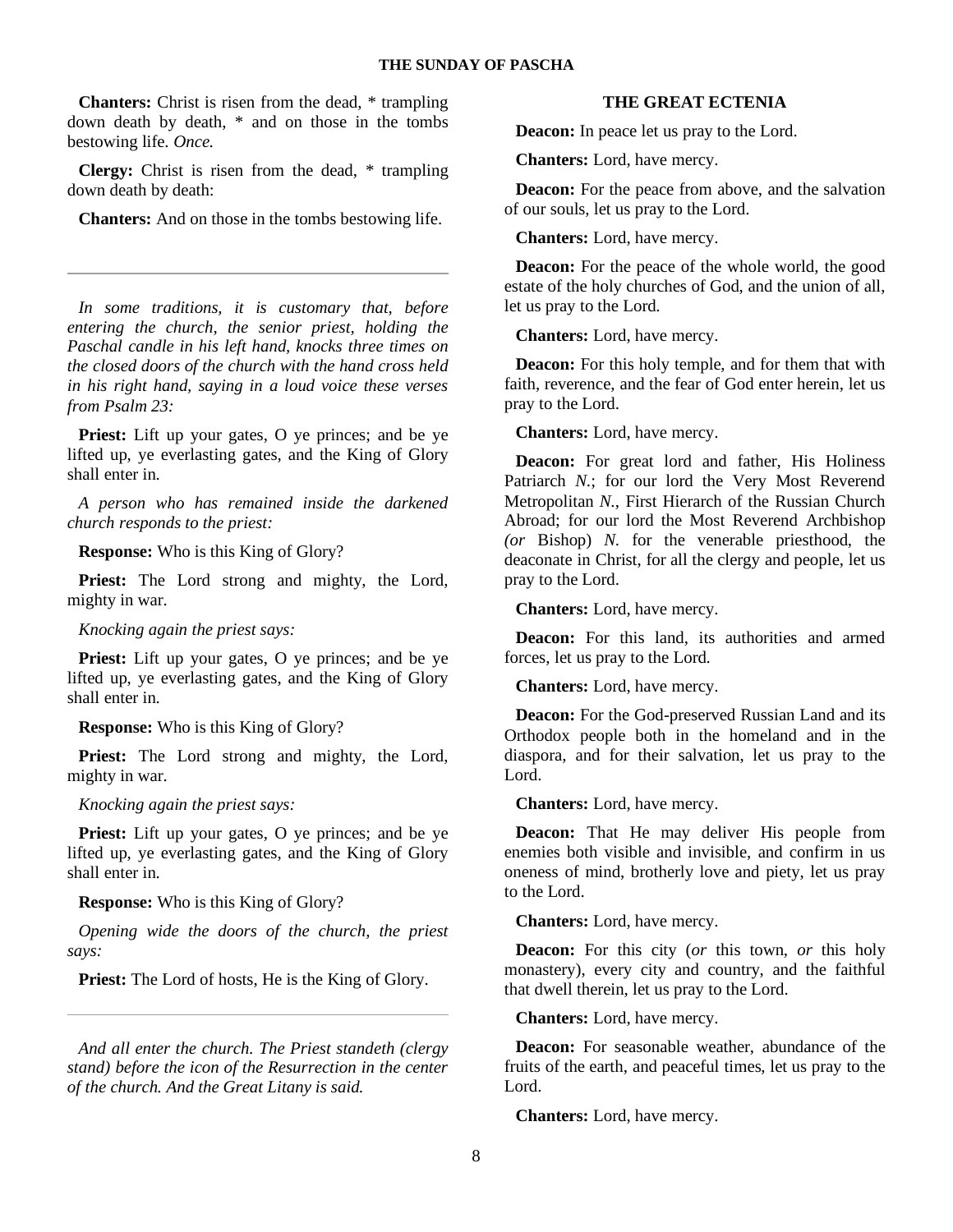**Chanters:** Christ is risen from the dead, * trampling down death by death, * and on those in the tombs bestowing life. *Once.*

**Clergy:** Christ is risen from the dead, * trampling down death by death:

**Chanters:** And on those in the tombs bestowing life.

---

*In some traditions, it is customary that, before entering the church, the senior priest, holding the Paschal candle in his left hand, knocks three times on the closed doors of the church with the hand cross held in his right hand, saying in a loud voice these verses from Psalm 23:*

**Priest:** Lift up your gates, O ye princes; and be ye lifted up, ye everlasting gates, and the King of Glory shall enter in.

*A person who has remained inside the darkened church responds to the priest:*

**Response:** Who is this King of Glory?

**Priest:** The Lord strong and mighty, the Lord, mighty in war.

*Knocking again the priest says:*

**Priest:** Lift up your gates, O ye princes; and be ye lifted up, ye everlasting gates, and the King of Glory shall enter in.

**Response:** Who is this King of Glory?

**Priest:** The Lord strong and mighty, the Lord, mighty in war.

*Knocking again the priest says:*

**Priest:** Lift up your gates, O ye princes; and be ye lifted up, ye everlasting gates, and the King of Glory shall enter in.

**Response:** Who is this King of Glory?

*Opening wide the doors of the church, the priest says:*

**Priest:** The Lord of hosts, He is the King of Glory.

---

*And all enter the church. The Priest standeth (clergy stand) before the icon of the Resurrection in the center of the church. And the Great Litany is said.*

## THE GREAT ECTENIA

**Deacon:** In peace let us pray to the Lord.

**Chanters:** Lord, have mercy.

**Deacon:** For the peace from above, and the salvation of our souls, let us pray to the Lord.

**Chanters:** Lord, have mercy.

**Deacon:** For the peace of the whole world, the good estate of the holy churches of God, and the union of all, let us pray to the Lord.

**Chanters:** Lord, have mercy.

**Deacon:** For this holy temple, and for them that with faith, reverence, and the fear of God enter herein, let us pray to the Lord.

**Chanters:** Lord, have mercy.

**Deacon:** For great lord and father, His Holiness Patriarch *N.*; for our lord the Very Most Reverend Metropolitan *N.*, First Hierarch of the Russian Church Abroad; for our lord the Most Reverend Archbishop *(or* Bishop) *N.* for the venerable priesthood, the deaconate in Christ, for all the clergy and people, let us pray to the Lord.

**Chanters:** Lord, have mercy.

**Deacon:** For this land, its authorities and armed forces, let us pray to the Lord.

**Chanters:** Lord, have mercy.

**Deacon:** For the God-preserved Russian Land and its Orthodox people both in the homeland and in the diaspora, and for their salvation, let us pray to the Lord.

**Chanters:** Lord, have mercy.

**Deacon:** That He may deliver His people from enemies both visible and invisible, and confirm in us oneness of mind, brotherly love and piety, let us pray to the Lord.

**Chanters:** Lord, have mercy.

**Deacon:** For this city (*or* this town, *or* this holy monastery), every city and country, and the faithful that dwell therein, let us pray to the Lord.

**Chanters:** Lord, have mercy.

**Deacon:** For seasonable weather, abundance of the fruits of the earth, and peaceful times, let us pray to the Lord.

**Chanters:** Lord, have mercy.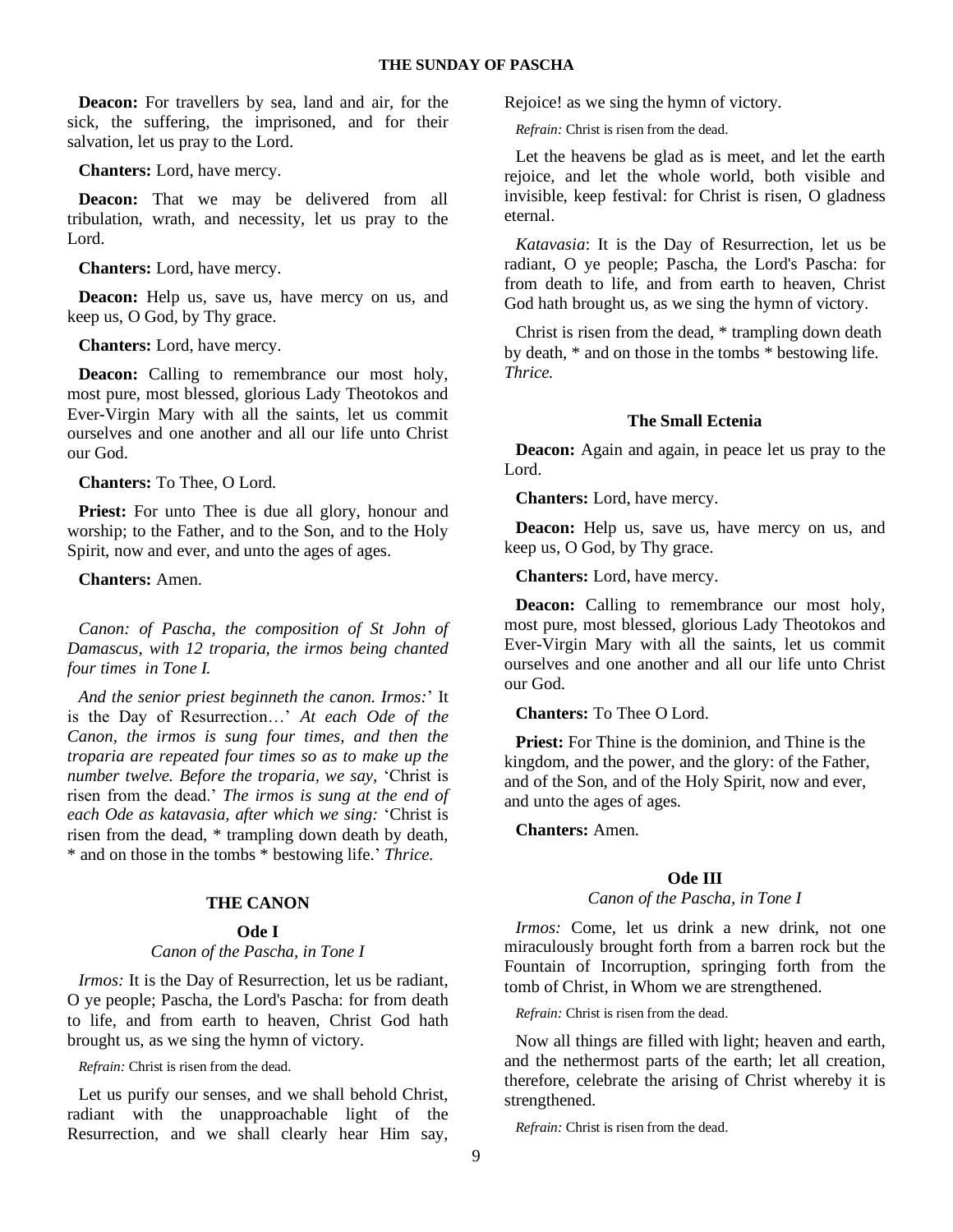**Deacon:** For travellers by sea, land and air, for the sick, the suffering, the imprisoned, and for their salvation, let us pray to the Lord.

**Chanters:** Lord, have mercy.

**Deacon:** That we may be delivered from all tribulation, wrath, and necessity, let us pray to the Lord.

**Chanters:** Lord, have mercy.

**Deacon:** Help us, save us, have mercy on us, and keep us, O God, by Thy grace.

**Chanters:** Lord, have mercy.

**Deacon:** Calling to remembrance our most holy, most pure, most blessed, glorious Lady Theotokos and Ever-Virgin Mary with all the saints, let us commit ourselves and one another and all our life unto Christ our God.

**Chanters:** To Thee, O Lord.

**Priest:** For unto Thee is due all glory, honour and worship; to the Father, and to the Son, and to the Holy Spirit, now and ever, and unto the ages of ages.

**Chanters:** Amen.

*Canon: of Pascha, the composition of St John of Damascus, with 12 troparia, the irmos being chanted four times in Tone I.*

*And the senior priest beginneth the canon. Irmos:*' It is the Day of Resurrection…' *At each Ode of the Canon, the irmos is sung four times, and then the troparia are repeated four times so as to make up the number twelve. Before the troparia, we say,* 'Christ is risen from the dead.' *The irmos is sung at the end of each Ode as katavasia, after which we sing:* 'Christ is risen from the dead, * trampling down death by death, * and on those in the tombs * bestowing life.' *Thrice.*

## THE CANON

### Ode I

*Canon of the Pascha, in Tone I*

*Irmos:* It is the Day of Resurrection, let us be radiant, O ye people; Pascha, the Lord's Pascha: for from death to life, and from earth to heaven, Christ God hath brought us, as we sing the hymn of victory.

*Refrain:* Christ is risen from the dead.

Let us purify our senses, and we shall behold Christ, radiant with the unapproachable light of the Resurrection, and we shall clearly hear Him say, Rejoice! as we sing the hymn of victory.

*Refrain:* Christ is risen from the dead.

Let the heavens be glad as is meet, and let the earth rejoice, and let the whole world, both visible and invisible, keep festival: for Christ is risen, O gladness eternal.

*Katavasia*: It is the Day of Resurrection, let us be radiant, O ye people; Pascha, the Lord's Pascha: for from death to life, and from earth to heaven, Christ God hath brought us, as we sing the hymn of victory.

Christ is risen from the dead, * trampling down death by death, * and on those in the tombs * bestowing life. *Thrice.*

### The Small Ectenia

**Deacon:** Again and again, in peace let us pray to the Lord.

**Chanters:** Lord, have mercy.

**Deacon:** Help us, save us, have mercy on us, and keep us, O God, by Thy grace.

**Chanters:** Lord, have mercy.

**Deacon:** Calling to remembrance our most holy, most pure, most blessed, glorious Lady Theotokos and Ever-Virgin Mary with all the saints, let us commit ourselves and one another and all our life unto Christ our God.

**Chanters:** To Thee O Lord.

**Priest:** For Thine is the dominion, and Thine is the kingdom, and the power, and the glory: of the Father, and of the Son, and of the Holy Spirit, now and ever, and unto the ages of ages.

**Chanters:** Amen.

### Ode III

*Canon of the Pascha, in Tone I*

*Irmos:* Come, let us drink a new drink, not one miraculously brought forth from a barren rock but the Fountain of Incorruption, springing forth from the tomb of Christ, in Whom we are strengthened.

*Refrain:* Christ is risen from the dead.

Now all things are filled with light; heaven and earth, and the nethermost parts of the earth; let all creation, therefore, celebrate the arising of Christ whereby it is strengthened.

*Refrain:* Christ is risen from the dead.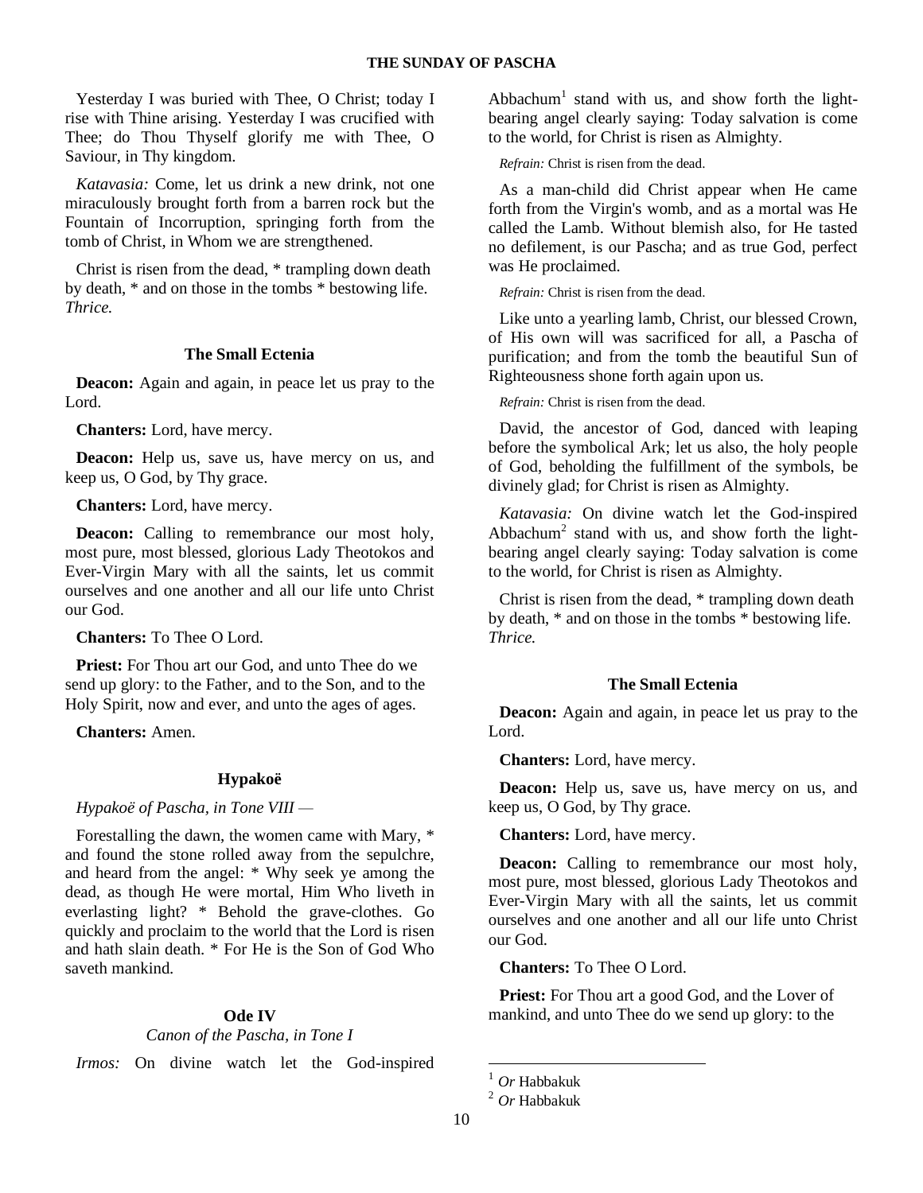Yesterday I was buried with Thee, O Christ; today I rise with Thine arising. Yesterday I was crucified with Thee; do Thou Thyself glorify me with Thee, O Saviour, in Thy kingdom.

*Katavasia:* Come, let us drink a new drink, not one miraculously brought forth from a barren rock but the Fountain of Incorruption, springing forth from the tomb of Christ, in Whom we are strengthened.

Christ is risen from the dead, * trampling down death by death, * and on those in the tombs * bestowing life. *Thrice.*

### The Small Ectenia

**Deacon:** Again and again, in peace let us pray to the Lord.

**Chanters:** Lord, have mercy.

**Deacon:** Help us, save us, have mercy on us, and keep us, O God, by Thy grace.

**Chanters:** Lord, have mercy.

**Deacon:** Calling to remembrance our most holy, most pure, most blessed, glorious Lady Theotokos and Ever-Virgin Mary with all the saints, let us commit ourselves and one another and all our life unto Christ our God.

**Chanters:** To Thee O Lord.

**Priest:** For Thou art our God, and unto Thee do we send up glory: to the Father, and to the Son, and to the Holy Spirit, now and ever, and unto the ages of ages.

**Chanters:** Amen.

### Hypakoë

*Hypakoë of Pascha, in Tone VIII —*

Forestalling the dawn, the women came with Mary, * and found the stone rolled away from the sepulchre, and heard from the angel: * Why seek ye among the dead, as though He were mortal, Him Who liveth in everlasting light? * Behold the grave-clothes. Go quickly and proclaim to the world that the Lord is risen and hath slain death. * For He is the Son of God Who saveth mankind.

### Ode IV

*Canon of the Pascha, in Tone I*

*Irmos:* On divine watch let the God-inspired Abbachum[1] stand with us, and show forth the light-bearing angel clearly saying: Today salvation is come to the world, for Christ is risen as Almighty.

*Refrain:* Christ is risen from the dead.

As a man-child did Christ appear when He came forth from the Virgin's womb, and as a mortal was He called the Lamb. Without blemish also, for He tasted no defilement, is our Pascha; and as true God, perfect was He proclaimed.

*Refrain:* Christ is risen from the dead.

Like unto a yearling lamb, Christ, our blessed Crown, of His own will was sacrificed for all, a Pascha of purification; and from the tomb the beautiful Sun of Righteousness shone forth again upon us.

*Refrain:* Christ is risen from the dead.

David, the ancestor of God, danced with leaping before the symbolical Ark; let us also, the holy people of God, beholding the fulfillment of the symbols, be divinely glad; for Christ is risen as Almighty.

*Katavasia:* On divine watch let the God-inspired Abbachum[2] stand with us, and show forth the light-bearing angel clearly saying: Today salvation is come to the world, for Christ is risen as Almighty.

Christ is risen from the dead, * trampling down death by death, * and on those in the tombs * bestowing life. *Thrice.*

### The Small Ectenia

**Deacon:** Again and again, in peace let us pray to the Lord.

**Chanters:** Lord, have mercy.

**Deacon:** Help us, save us, have mercy on us, and keep us, O God, by Thy grace.

**Chanters:** Lord, have mercy.

**Deacon:** Calling to remembrance our most holy, most pure, most blessed, glorious Lady Theotokos and Ever-Virgin Mary with all the saints, let us commit ourselves and one another and all our life unto Christ our God.

**Chanters:** To Thee O Lord.

**Priest:** For Thou art a good God, and the Lover of mankind, and unto Thee do we send up glory: to the

---

[1] *Or* Habbakuk

[2] *Or* Habbakuk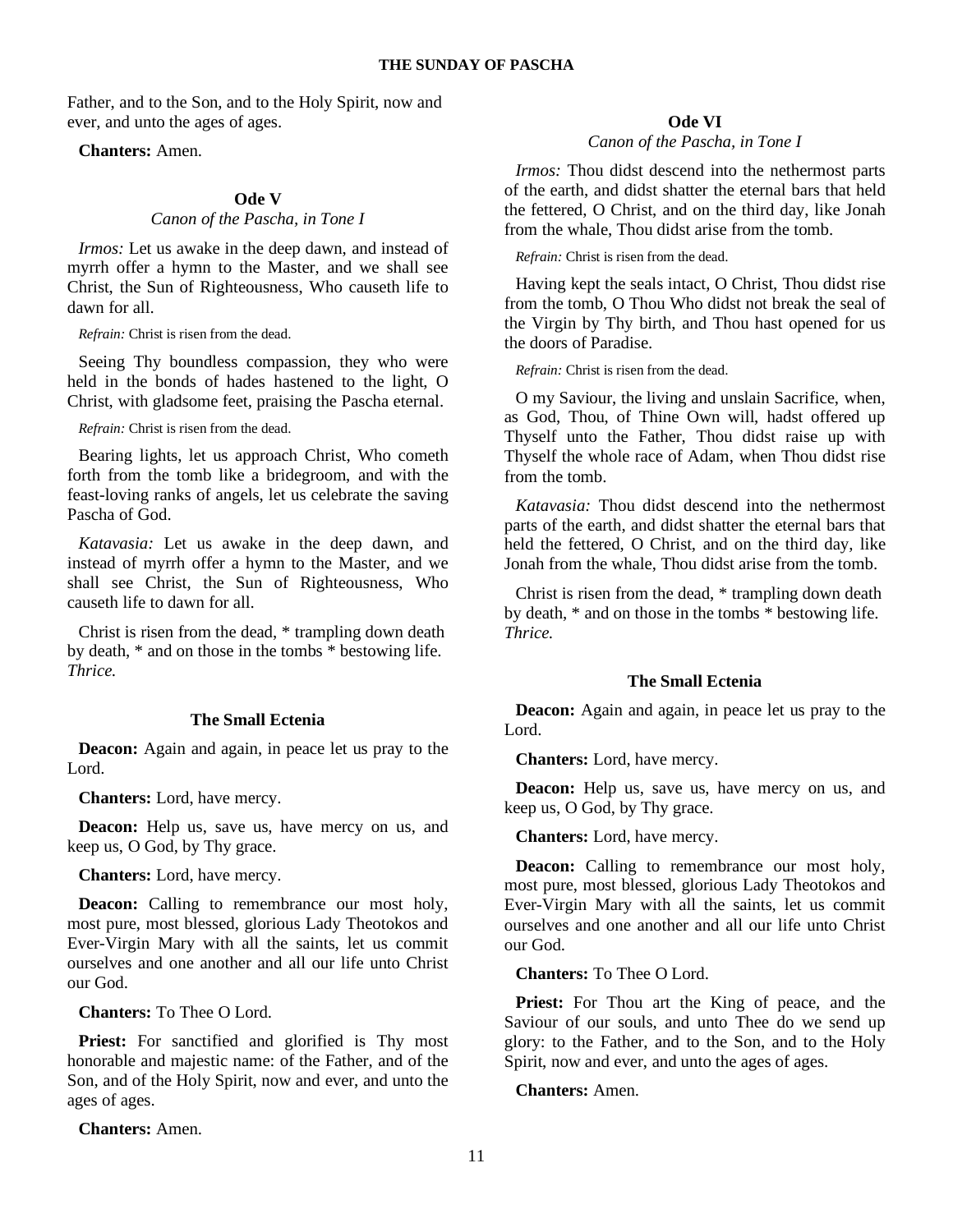Father, and to the Son, and to the Holy Spirit, now and ever, and unto the ages of ages.

**Chanters:** Amen.

### Ode V

*Canon of the Pascha, in Tone I*

*Irmos:* Let us awake in the deep dawn, and instead of myrrh offer a hymn to the Master, and we shall see Christ, the Sun of Righteousness, Who causeth life to dawn for all.

*Refrain:* Christ is risen from the dead.

Seeing Thy boundless compassion, they who were held in the bonds of hades hastened to the light, O Christ, with gladsome feet, praising the Pascha eternal.

*Refrain:* Christ is risen from the dead.

Bearing lights, let us approach Christ, Who cometh forth from the tomb like a bridegroom, and with the feast-loving ranks of angels, let us celebrate the saving Pascha of God.

*Katavasia:* Let us awake in the deep dawn, and instead of myrrh offer a hymn to the Master, and we shall see Christ, the Sun of Righteousness, Who causeth life to dawn for all.

Christ is risen from the dead, * trampling down death by death, * and on those in the tombs * bestowing life. *Thrice.*

### The Small Ectenia

**Deacon:** Again and again, in peace let us pray to the Lord.

**Chanters:** Lord, have mercy.

**Deacon:** Help us, save us, have mercy on us, and keep us, O God, by Thy grace.

**Chanters:** Lord, have mercy.

**Deacon:** Calling to remembrance our most holy, most pure, most blessed, glorious Lady Theotokos and Ever-Virgin Mary with all the saints, let us commit ourselves and one another and all our life unto Christ our God.

**Chanters:** To Thee O Lord.

**Priest:** For sanctified and glorified is Thy most honorable and majestic name: of the Father, and of the Son, and of the Holy Spirit, now and ever, and unto the ages of ages.

**Chanters:** Amen.

### Ode VI

*Canon of the Pascha, in Tone I*

*Irmos:* Thou didst descend into the nethermost parts of the earth, and didst shatter the eternal bars that held the fettered, O Christ, and on the third day, like Jonah from the whale, Thou didst arise from the tomb.

*Refrain:* Christ is risen from the dead.

Having kept the seals intact, O Christ, Thou didst rise from the tomb, O Thou Who didst not break the seal of the Virgin by Thy birth, and Thou hast opened for us the doors of Paradise.

*Refrain:* Christ is risen from the dead.

O my Saviour, the living and unslain Sacrifice, when, as God, Thou, of Thine Own will, hadst offered up Thyself unto the Father, Thou didst raise up with Thyself the whole race of Adam, when Thou didst rise from the tomb.

*Katavasia:* Thou didst descend into the nethermost parts of the earth, and didst shatter the eternal bars that held the fettered, O Christ, and on the third day, like Jonah from the whale, Thou didst arise from the tomb.

Christ is risen from the dead, * trampling down death by death, * and on those in the tombs * bestowing life. *Thrice.*

### The Small Ectenia

**Deacon:** Again and again, in peace let us pray to the Lord.

**Chanters:** Lord, have mercy.

**Deacon:** Help us, save us, have mercy on us, and keep us, O God, by Thy grace.

**Chanters:** Lord, have mercy.

**Deacon:** Calling to remembrance our most holy, most pure, most blessed, glorious Lady Theotokos and Ever-Virgin Mary with all the saints, let us commit ourselves and one another and all our life unto Christ our God.

**Chanters:** To Thee O Lord.

**Priest:** For Thou art the King of peace, and the Saviour of our souls, and unto Thee do we send up glory: to the Father, and to the Son, and to the Holy Spirit, now and ever, and unto the ages of ages.

**Chanters:** Amen.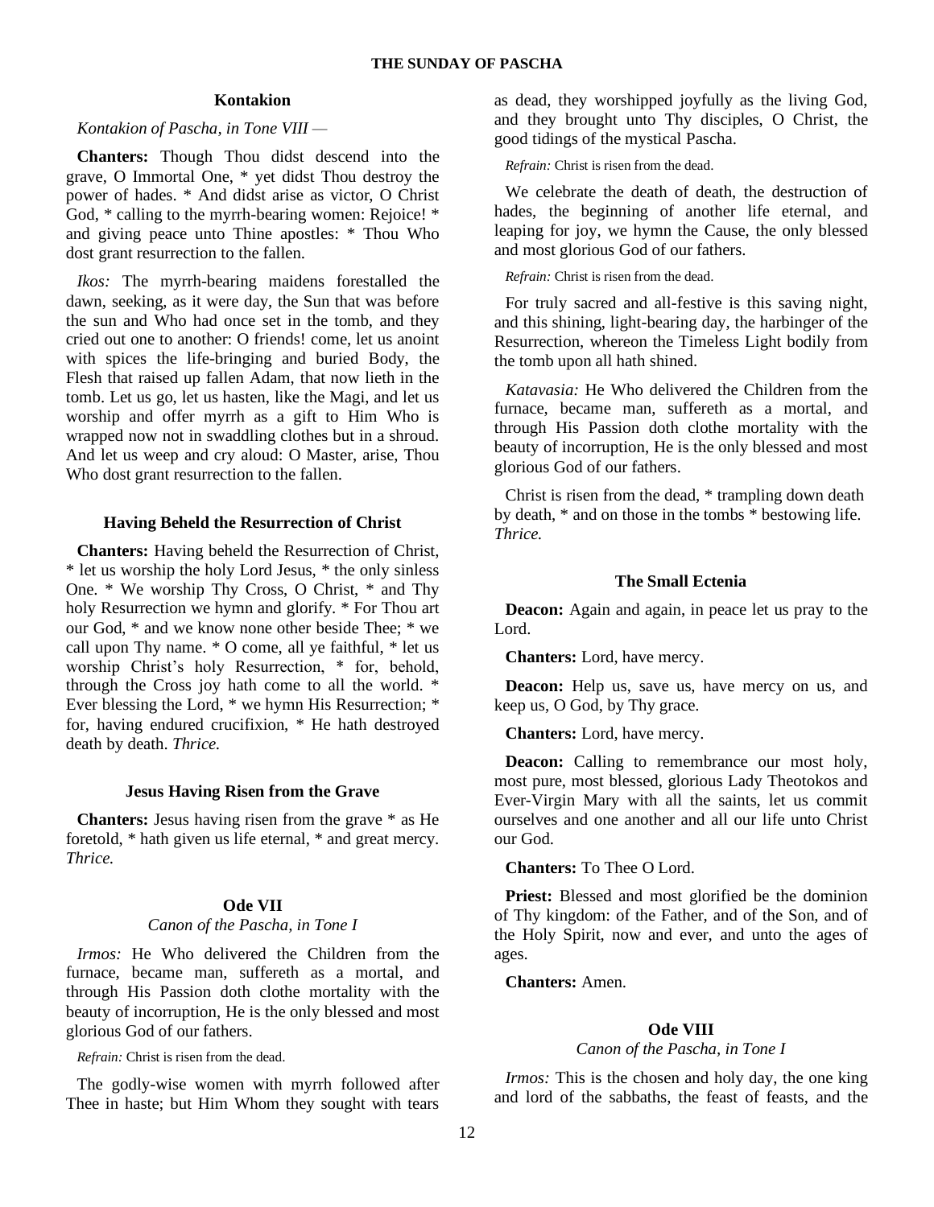### Kontakion

*Kontakion of Pascha, in Tone VIII —*

**Chanters:** Though Thou didst descend into the grave, O Immortal One, * yet didst Thou destroy the power of hades. * And didst arise as victor, O Christ God, * calling to the myrrh-bearing women: Rejoice! * and giving peace unto Thine apostles: * Thou Who dost grant resurrection to the fallen.

*Ikos:* The myrrh-bearing maidens forestalled the dawn, seeking, as it were day, the Sun that was before the sun and Who had once set in the tomb, and they cried out one to another: O friends! come, let us anoint with spices the life-bringing and buried Body, the Flesh that raised up fallen Adam, that now lieth in the tomb. Let us go, let us hasten, like the Magi, and let us worship and offer myrrh as a gift to Him Who is wrapped now not in swaddling clothes but in a shroud. And let us weep and cry aloud: O Master, arise, Thou Who dost grant resurrection to the fallen.

### Having Beheld the Resurrection of Christ

**Chanters:** Having beheld the Resurrection of Christ, * let us worship the holy Lord Jesus, * the only sinless One. * We worship Thy Cross, O Christ, * and Thy holy Resurrection we hymn and glorify. * For Thou art our God, * and we know none other beside Thee; * we call upon Thy name. * O come, all ye faithful, * let us worship Christ's holy Resurrection, * for, behold, through the Cross joy hath come to all the world. * Ever blessing the Lord, * we hymn His Resurrection; * for, having endured crucifixion, * He hath destroyed death by death. *Thrice.*

### Jesus Having Risen from the Grave

**Chanters:** Jesus having risen from the grave * as He foretold, * hath given us life eternal, * and great mercy. *Thrice.*

### Ode VII

*Canon of the Pascha, in Tone I*

*Irmos:* He Who delivered the Children from the furnace, became man, suffereth as a mortal, and through His Passion doth clothe mortality with the beauty of incorruption, He is the only blessed and most glorious God of our fathers.

*Refrain:* Christ is risen from the dead.

The godly-wise women with myrrh followed after Thee in haste; but Him Whom they sought with tears as dead, they worshipped joyfully as the living God, and they brought unto Thy disciples, O Christ, the good tidings of the mystical Pascha.

*Refrain:* Christ is risen from the dead.

We celebrate the death of death, the destruction of hades, the beginning of another life eternal, and leaping for joy, we hymn the Cause, the only blessed and most glorious God of our fathers.

*Refrain:* Christ is risen from the dead.

For truly sacred and all-festive is this saving night, and this shining, light-bearing day, the harbinger of the Resurrection, whereon the Timeless Light bodily from the tomb upon all hath shined.

*Katavasia:* He Who delivered the Children from the furnace, became man, suffereth as a mortal, and through His Passion doth clothe mortality with the beauty of incorruption, He is the only blessed and most glorious God of our fathers.

Christ is risen from the dead, * trampling down death by death, * and on those in the tombs * bestowing life. *Thrice.*

### The Small Ectenia

**Deacon:** Again and again, in peace let us pray to the Lord.

**Chanters:** Lord, have mercy.

**Deacon:** Help us, save us, have mercy on us, and keep us, O God, by Thy grace.

**Chanters:** Lord, have mercy.

**Deacon:** Calling to remembrance our most holy, most pure, most blessed, glorious Lady Theotokos and Ever-Virgin Mary with all the saints, let us commit ourselves and one another and all our life unto Christ our God.

**Chanters:** To Thee O Lord.

**Priest:** Blessed and most glorified be the dominion of Thy kingdom: of the Father, and of the Son, and of the Holy Spirit, now and ever, and unto the ages of ages.

**Chanters:** Amen.

### Ode VIII

*Canon of the Pascha, in Tone I*

*Irmos:* This is the chosen and holy day, the one king and lord of the sabbaths, the feast of feasts, and the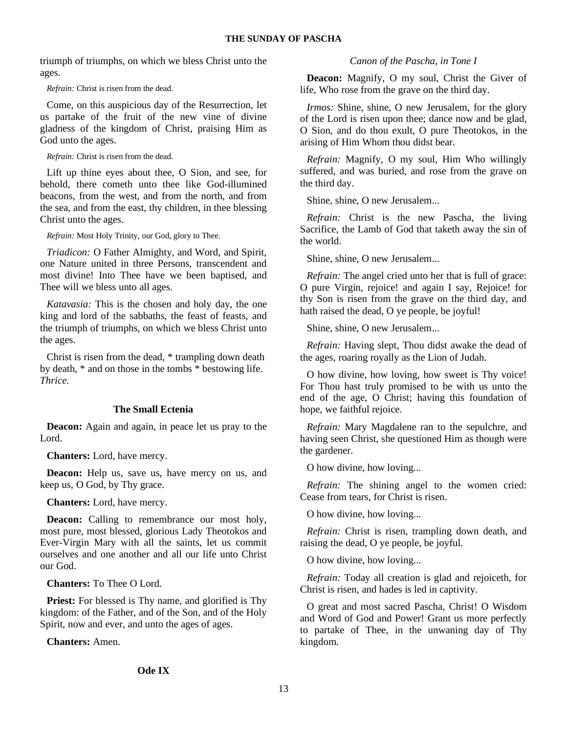triumph of triumphs, on which we bless Christ unto the ages.

*Refrain:* Christ is risen from the dead.

Come, on this auspicious day of the Resurrection, let us partake of the fruit of the new vine of divine gladness of the kingdom of Christ, praising Him as God unto the ages.

*Refrain:* Christ is risen from the dead.

Lift up thine eyes about thee, O Sion, and see, for behold, there cometh unto thee like God-illumined beacons, from the west, and from the north, and from the sea, and from the east, thy children, in thee blessing Christ unto the ages.

*Refrain:* Most Holy Trinity, our God, glory to Thee.

*Triadicon:* O Father Almighty, and Word, and Spirit, one Nature united in three Persons, transcendent and most divine! Into Thee have we been baptised, and Thee will we bless unto all ages.

*Katavasia:* This is the chosen and holy day, the one king and lord of the sabbaths, the feast of feasts, and the triumph of triumphs, on which we bless Christ unto the ages.

Christ is risen from the dead, * trampling down death by death, * and on those in the tombs * bestowing life. *Thrice.*

### The Small Ectenia

**Deacon:** Again and again, in peace let us pray to the Lord.

**Chanters:** Lord, have mercy.

**Deacon:** Help us, save us, have mercy on us, and keep us, O God, by Thy grace.

**Chanters:** Lord, have mercy.

**Deacon:** Calling to remembrance our most holy, most pure, most blessed, glorious Lady Theotokos and Ever-Virgin Mary with all the saints, let us commit ourselves and one another and all our life unto Christ our God.

**Chanters:** To Thee O Lord.

**Priest:** For blessed is Thy name, and glorified is Thy kingdom: of the Father, and of the Son, and of the Holy Spirit, now and ever, and unto the ages of ages.

**Chanters:** Amen.

### Ode IX

*Canon of the Pascha, in Tone I*

**Deacon:** Magnify, O my soul, Christ the Giver of life, Who rose from the grave on the third day.

*Irmos:* Shine, shine, O new Jerusalem, for the glory of the Lord is risen upon thee; dance now and be glad, O Sion, and do thou exult, O pure Theotokos, in the arising of Him Whom thou didst bear.

*Refrain:* Magnify, O my soul, Him Who willingly suffered, and was buried, and rose from the grave on the third day.

Shine, shine, O new Jerusalem...

*Refrain:* Christ is the new Pascha, the living Sacrifice, the Lamb of God that taketh away the sin of the world.

Shine, shine, O new Jerusalem...

*Refrain:* The angel cried unto her that is full of grace: O pure Virgin, rejoice! and again I say, Rejoice! for thy Son is risen from the grave on the third day, and hath raised the dead, O ye people, be joyful!

Shine, shine, O new Jerusalem...

*Refrain:* Having slept, Thou didst awake the dead of the ages, roaring royally as the Lion of Judah.

O how divine, how loving, how sweet is Thy voice! For Thou hast truly promised to be with us unto the end of the age, O Christ; having this foundation of hope, we faithful rejoice.

*Refrain:* Mary Magdalene ran to the sepulchre, and having seen Christ, she questioned Him as though were the gardener.

O how divine, how loving...

*Refrain:* The shining angel to the women cried: Cease from tears, for Christ is risen.

O how divine, how loving...

*Refrain:* Christ is risen, trampling down death, and raising the dead, O ye people, be joyful.

O how divine, how loving...

*Refrain:* Today all creation is glad and rejoiceth, for Christ is risen, and hades is led in captivity.

O great and most sacred Pascha, Christ! O Wisdom and Word of God and Power! Grant us more perfectly to partake of Thee, in the unwaning day of Thy kingdom.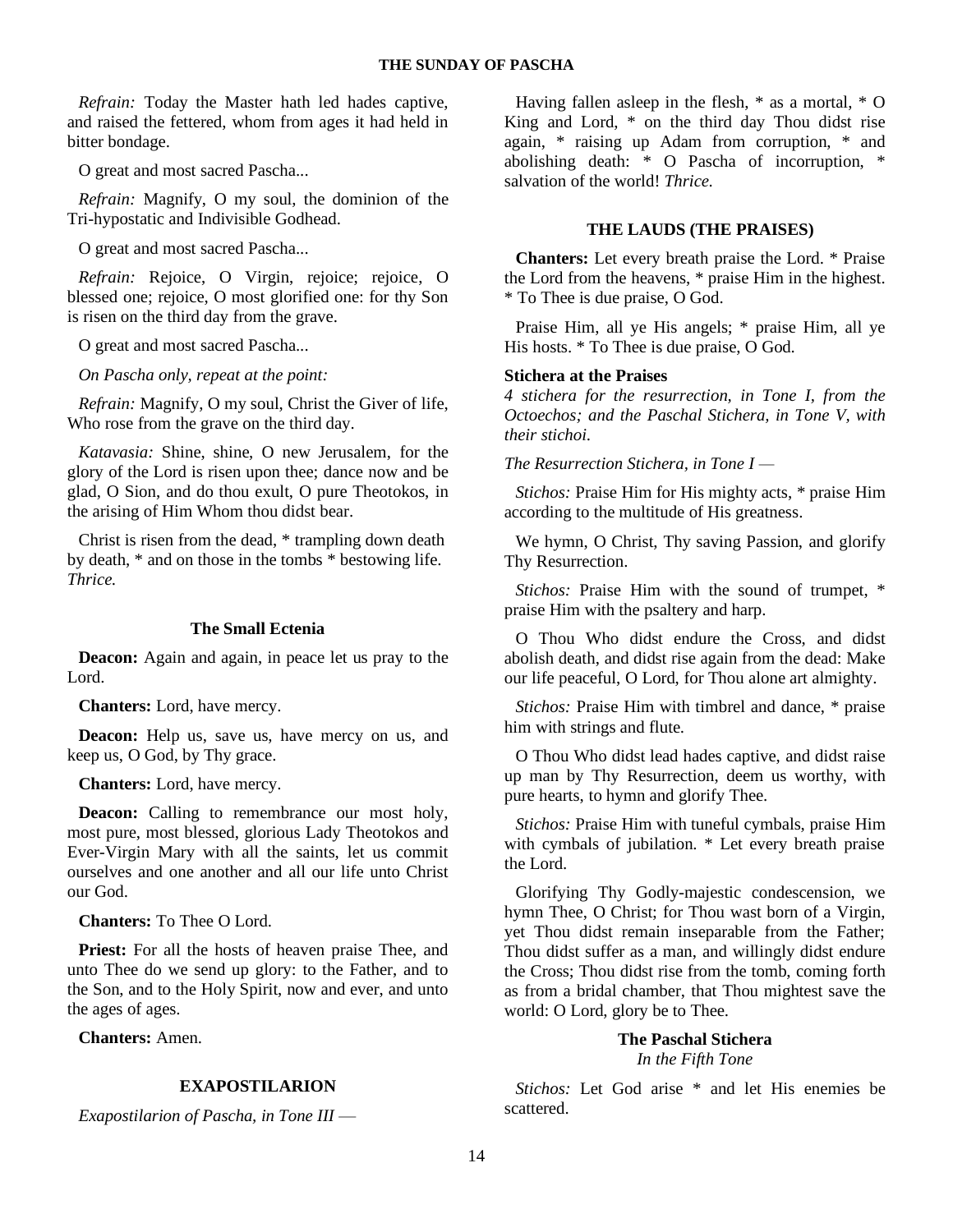*Refrain:* Today the Master hath led hades captive, and raised the fettered, whom from ages it had held in bitter bondage.

O great and most sacred Pascha...

*Refrain:* Magnify, O my soul, the dominion of the Tri-hypostatic and Indivisible Godhead.

O great and most sacred Pascha...

*Refrain:* Rejoice, O Virgin, rejoice; rejoice, O blessed one; rejoice, O most glorified one: for thy Son is risen on the third day from the grave.

O great and most sacred Pascha...

*On Pascha only, repeat at the point:*

*Refrain:* Magnify, O my soul, Christ the Giver of life, Who rose from the grave on the third day.

*Katavasia:* Shine, shine, O new Jerusalem, for the glory of the Lord is risen upon thee; dance now and be glad, O Sion, and do thou exult, O pure Theotokos, in the arising of Him Whom thou didst bear.

Christ is risen from the dead, * trampling down death by death, * and on those in the tombs * bestowing life. *Thrice.*

### The Small Ectenia

**Deacon:** Again and again, in peace let us pray to the Lord.

**Chanters:** Lord, have mercy.

**Deacon:** Help us, save us, have mercy on us, and keep us, O God, by Thy grace.

**Chanters:** Lord, have mercy.

**Deacon:** Calling to remembrance our most holy, most pure, most blessed, glorious Lady Theotokos and Ever-Virgin Mary with all the saints, let us commit ourselves and one another and all our life unto Christ our God.

**Chanters:** To Thee O Lord.

**Priest:** For all the hosts of heaven praise Thee, and unto Thee do we send up glory: to the Father, and to the Son, and to the Holy Spirit, now and ever, and unto the ages of ages.

**Chanters:** Amen.

## EXAPOSTILARION

*Exapostilarion of Pascha, in Tone III —*

Having fallen asleep in the flesh, * as a mortal, * O King and Lord, * on the third day Thou didst rise again, * raising up Adam from corruption, * and abolishing death: * O Pascha of incorruption, * salvation of the world! *Thrice.*

## THE LAUDS (THE PRAISES)

**Chanters:** Let every breath praise the Lord. * Praise the Lord from the heavens, * praise Him in the highest. * To Thee is due praise, O God.

Praise Him, all ye His angels; * praise Him, all ye His hosts. * To Thee is due praise, O God.

**Stichera at the Praises**

*4 stichera for the resurrection, in Tone I, from the Octoechos; and the Paschal Stichera, in Tone V, with their stichoi.*

*The Resurrection Stichera, in Tone I —*

*Stichos:* Praise Him for His mighty acts, * praise Him according to the multitude of His greatness.

We hymn, O Christ, Thy saving Passion, and glorify Thy Resurrection.

*Stichos:* Praise Him with the sound of trumpet, * praise Him with the psaltery and harp.

O Thou Who didst endure the Cross, and didst abolish death, and didst rise again from the dead: Make our life peaceful, O Lord, for Thou alone art almighty.

*Stichos:* Praise Him with timbrel and dance, * praise him with strings and flute.

O Thou Who didst lead hades captive, and didst raise up man by Thy Resurrection, deem us worthy, with pure hearts, to hymn and glorify Thee.

*Stichos:* Praise Him with tuneful cymbals, praise Him with cymbals of jubilation. * Let every breath praise the Lord.

Glorifying Thy Godly-majestic condescension, we hymn Thee, O Christ; for Thou wast born of a Virgin, yet Thou didst remain inseparable from the Father; Thou didst suffer as a man, and willingly didst endure the Cross; Thou didst rise from the tomb, coming forth as from a bridal chamber, that Thou mightest save the world: O Lord, glory be to Thee.

### The Paschal Stichera
*In the Fifth Tone*

*Stichos:* Let God arise * and let His enemies be scattered.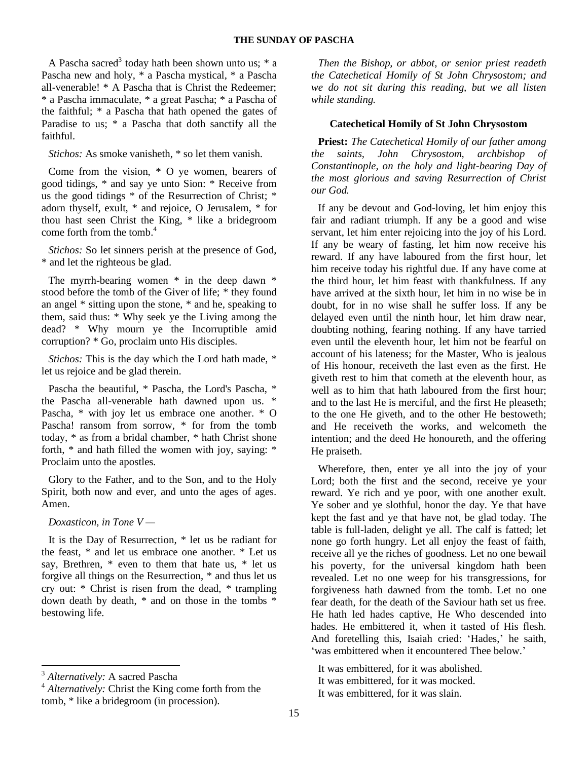A Pascha sacred[3] today hath been shown unto us; * a Pascha new and holy, * a Pascha mystical, * a Pascha all-venerable! * A Pascha that is Christ the Redeemer; * a Pascha immaculate, * a great Pascha; * a Pascha of the faithful; * a Pascha that hath opened the gates of Paradise to us; * a Pascha that doth sanctify all the faithful.

*Stichos:* As smoke vanisheth, * so let them vanish.

Come from the vision, * O ye women, bearers of good tidings, * and say ye unto Sion: * Receive from us the good tidings * of the Resurrection of Christ; * adorn thyself, exult, * and rejoice, O Jerusalem, * for thou hast seen Christ the King, * like a bridegroom come forth from the tomb.[4]

*Stichos:* So let sinners perish at the presence of God, * and let the righteous be glad.

The myrrh-bearing women * in the deep dawn * stood before the tomb of the Giver of life; * they found an angel * sitting upon the stone, * and he, speaking to them, said thus: * Why seek ye the Living among the dead? * Why mourn ye the Incorruptible amid corruption? * Go, proclaim unto His disciples.

*Stichos:* This is the day which the Lord hath made, * let us rejoice and be glad therein.

Pascha the beautiful, * Pascha, the Lord's Pascha, * the Pascha all-venerable hath dawned upon us. * Pascha, * with joy let us embrace one another. * O Pascha! ransom from sorrow, * for from the tomb today, * as from a bridal chamber, * hath Christ shone forth, * and hath filled the women with joy, saying: * Proclaim unto the apostles.

Glory to the Father, and to the Son, and to the Holy Spirit, both now and ever, and unto the ages of ages. Amen.

*Doxasticon, in Tone V —*

It is the Day of Resurrection, * let us be radiant for the feast, * and let us embrace one another. * Let us say, Brethren, * even to them that hate us, * let us forgive all things on the Resurrection, * and thus let us cry out: * Christ is risen from the dead, * trampling down death by death, * and on those in the tombs * bestowing life.

*Then the Bishop, or abbot, or senior priest readeth the Catechetical Homily of St John Chrysostom; and we do not sit during this reading, but we all listen while standing.*

### Catechetical Homily of St John Chrysostom

**Priest:** *The Catechetical Homily of our father among the saints, John Chrysostom, archbishop of Constantinople, on the holy and light-bearing Day of the most glorious and saving Resurrection of Christ our God.*

If any be devout and God-loving, let him enjoy this fair and radiant triumph. If any be a good and wise servant, let him enter rejoicing into the joy of his Lord. If any be weary of fasting, let him now receive his reward. If any have laboured from the first hour, let him receive today his rightful due. If any have come at the third hour, let him feast with thankfulness. If any have arrived at the sixth hour, let him in no wise be in doubt, for in no wise shall he suffer loss. If any be delayed even until the ninth hour, let him draw near, doubting nothing, fearing nothing. If any have tarried even until the eleventh hour, let him not be fearful on account of his lateness; for the Master, Who is jealous of His honour, receiveth the last even as the first. He giveth rest to him that cometh at the eleventh hour, as well as to him that hath laboured from the first hour; and to the last He is merciful, and the first He pleaseth; to the one He giveth, and to the other He bestoweth; and He receiveth the works, and welcometh the intention; and the deed He honoureth, and the offering He praiseth.

Wherefore, then, enter ye all into the joy of your Lord; both the first and the second, receive ye your reward. Ye rich and ye poor, with one another exult. Ye sober and ye slothful, honor the day. Ye that have kept the fast and ye that have not, be glad today. The table is full-laden, delight ye all. The calf is fatted; let none go forth hungry. Let all enjoy the feast of faith, receive all ye the riches of goodness. Let no one bewail his poverty, for the universal kingdom hath been revealed. Let no one weep for his transgressions, for forgiveness hath dawned from the tomb. Let no one fear death, for the death of the Saviour hath set us free. He hath led hades captive, He Who descended into hades. He embittered it, when it tasted of His flesh. And foretelling this, Isaiah cried: 'Hades,' he saith, 'was embittered when it encountered Thee below.'

It was embittered, for it was abolished.
It was embittered, for it was mocked.
It was embittered, for it was slain.

[3] *Alternatively:* A sacred Pascha

[4] *Alternatively:* Christ the King come forth from the tomb, * like a bridegroom (in procession).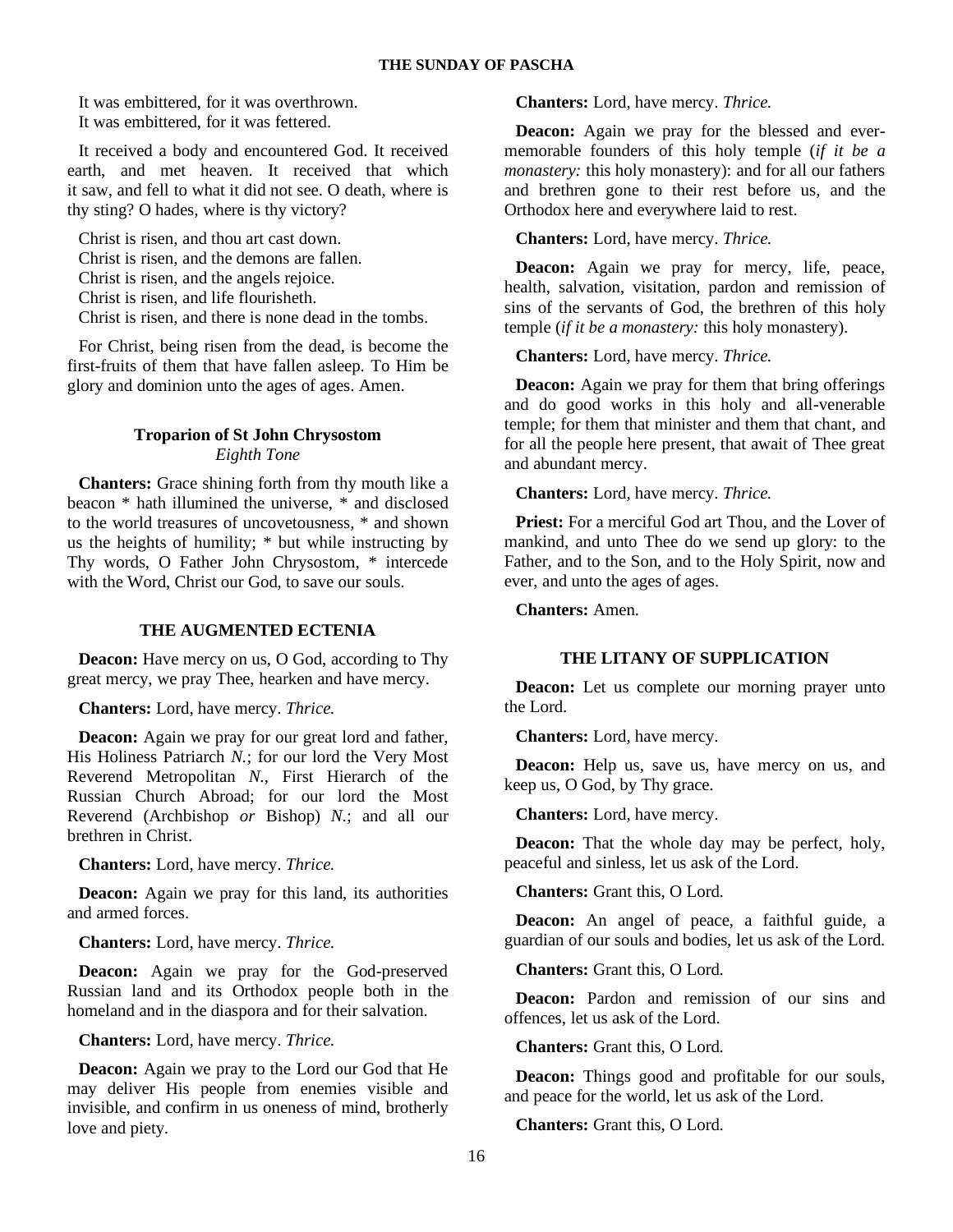It was embittered, for it was overthrown.
It was embittered, for it was fettered.

It received a body and encountered God. It received earth, and met heaven. It received that which it saw, and fell to what it did not see. O death, where is thy sting? O hades, where is thy victory?

Christ is risen, and thou art cast down.
Christ is risen, and the demons are fallen.
Christ is risen, and the angels rejoice.
Christ is risen, and life flourisheth.
Christ is risen, and there is none dead in the tombs.

For Christ, being risen from the dead, is become the first-fruits of them that have fallen asleep. To Him be glory and dominion unto the ages of ages. Amen.

### Troparion of St John Chrysostom
*Eighth Tone*

**Chanters:** Grace shining forth from thy mouth like a beacon * hath illumined the universe, * and disclosed to the world treasures of uncovetousness, * and shown us the heights of humility; * but while instructing by Thy words, O Father John Chrysostom, * intercede with the Word, Christ our God, to save our souls.

### THE AUGMENTED ECTENIA

**Deacon:** Have mercy on us, O God, according to Thy great mercy, we pray Thee, hearken and have mercy.

**Chanters:** Lord, have mercy. *Thrice.*

**Deacon:** Again we pray for our great lord and father, His Holiness Patriarch *N.*; for our lord the Very Most Reverend Metropolitan *N.*, First Hierarch of the Russian Church Abroad; for our lord the Most Reverend (Archbishop *or* Bishop) *N.*; and all our brethren in Christ.

**Chanters:** Lord, have mercy. *Thrice.*

**Deacon:** Again we pray for this land, its authorities and armed forces.

**Chanters:** Lord, have mercy. *Thrice.*

**Deacon:** Again we pray for the God-preserved Russian land and its Orthodox people both in the homeland and in the diaspora and for their salvation.

**Chanters:** Lord, have mercy. *Thrice.*

**Deacon:** Again we pray to the Lord our God that He may deliver His people from enemies visible and invisible, and confirm in us oneness of mind, brotherly love and piety.

**Chanters:** Lord, have mercy. *Thrice.*

**Deacon:** Again we pray for the blessed and ever-memorable founders of this holy temple (*if it be a monastery:* this holy monastery): and for all our fathers and brethren gone to their rest before us, and the Orthodox here and everywhere laid to rest.

**Chanters:** Lord, have mercy. *Thrice.*

**Deacon:** Again we pray for mercy, life, peace, health, salvation, visitation, pardon and remission of sins of the servants of God, the brethren of this holy temple (*if it be a monastery:* this holy monastery).

**Chanters:** Lord, have mercy. *Thrice.*

**Deacon:** Again we pray for them that bring offerings and do good works in this holy and all-venerable temple; for them that minister and them that chant, and for all the people here present, that await of Thee great and abundant mercy.

**Chanters:** Lord, have mercy. *Thrice.*

**Priest:** For a merciful God art Thou, and the Lover of mankind, and unto Thee do we send up glory: to the Father, and to the Son, and to the Holy Spirit, now and ever, and unto the ages of ages.

**Chanters:** Amen.

### THE LITANY OF SUPPLICATION

**Deacon:** Let us complete our morning prayer unto the Lord.

**Chanters:** Lord, have mercy.

**Deacon:** Help us, save us, have mercy on us, and keep us, O God, by Thy grace.

**Chanters:** Lord, have mercy.

**Deacon:** That the whole day may be perfect, holy, peaceful and sinless, let us ask of the Lord.

**Chanters:** Grant this, O Lord.

**Deacon:** An angel of peace, a faithful guide, a guardian of our souls and bodies, let us ask of the Lord.

**Chanters:** Grant this, O Lord.

**Deacon:** Pardon and remission of our sins and offences, let us ask of the Lord.

**Chanters:** Grant this, O Lord.

**Deacon:** Things good and profitable for our souls, and peace for the world, let us ask of the Lord.

**Chanters:** Grant this, O Lord.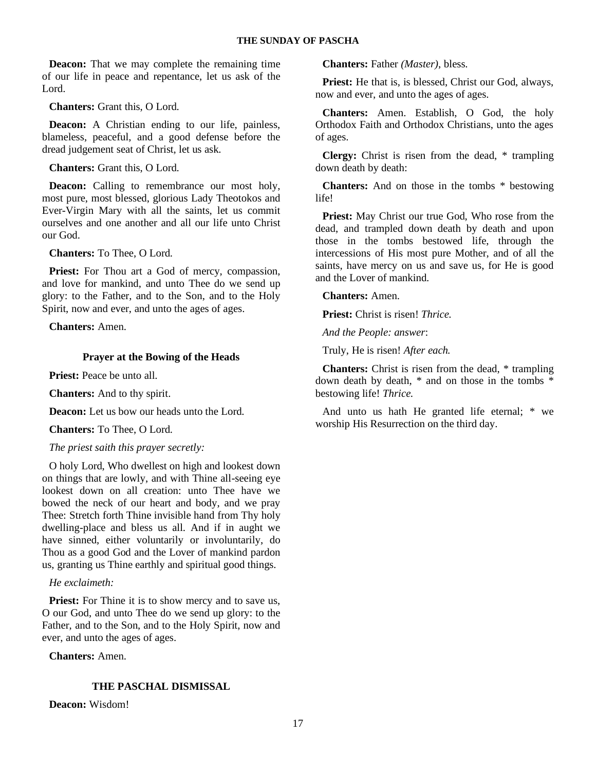**Deacon:** That we may complete the remaining time of our life in peace and repentance, let us ask of the Lord.

**Chanters:** Grant this, O Lord.

**Deacon:** A Christian ending to our life, painless, blameless, peaceful, and a good defense before the dread judgement seat of Christ, let us ask.

**Chanters:** Grant this, O Lord.

**Deacon:** Calling to remembrance our most holy, most pure, most blessed, glorious Lady Theotokos and Ever-Virgin Mary with all the saints, let us commit ourselves and one another and all our life unto Christ our God.

**Chanters:** To Thee, O Lord.

**Priest:** For Thou art a God of mercy, compassion, and love for mankind, and unto Thee do we send up glory: to the Father, and to the Son, and to the Holy Spirit, now and ever, and unto the ages of ages.

**Chanters:** Amen.

### Prayer at the Bowing of the Heads

**Priest:** Peace be unto all.

**Chanters:** And to thy spirit.

**Deacon:** Let us bow our heads unto the Lord.

**Chanters:** To Thee, O Lord.

*The priest saith this prayer secretly:*

O holy Lord, Who dwellest on high and lookest down on things that are lowly, and with Thine all-seeing eye lookest down on all creation: unto Thee have we bowed the neck of our heart and body, and we pray Thee: Stretch forth Thine invisible hand from Thy holy dwelling-place and bless us all. And if in aught we have sinned, either voluntarily or involuntarily, do Thou as a good God and the Lover of mankind pardon us, granting us Thine earthly and spiritual good things.

*He exclaimeth:*

**Priest:** For Thine it is to show mercy and to save us, O our God, and unto Thee do we send up glory: to the Father, and to the Son, and to the Holy Spirit, now and ever, and unto the ages of ages.

**Chanters:** Amen.

### THE PASCHAL DISMISSAL

**Deacon:** Wisdom!

**Chanters:** Father *(Master)*, bless.

**Priest:** He that is, is blessed, Christ our God, always, now and ever, and unto the ages of ages.

**Chanters:** Amen. Establish, O God, the holy Orthodox Faith and Orthodox Christians, unto the ages of ages.

**Clergy:** Christ is risen from the dead, * trampling down death by death:

**Chanters:** And on those in the tombs * bestowing life!

**Priest:** May Christ our true God, Who rose from the dead, and trampled down death by death and upon those in the tombs bestowed life, through the intercessions of His most pure Mother, and of all the saints, have mercy on us and save us, for He is good and the Lover of mankind.

**Chanters:** Amen.

**Priest:** Christ is risen! *Thrice.*

*And the People: answer*:

Truly, He is risen! *After each.*

**Chanters:** Christ is risen from the dead, * trampling down death by death, * and on those in the tombs * bestowing life! *Thrice.*

And unto us hath He granted life eternal; * we worship His Resurrection on the third day.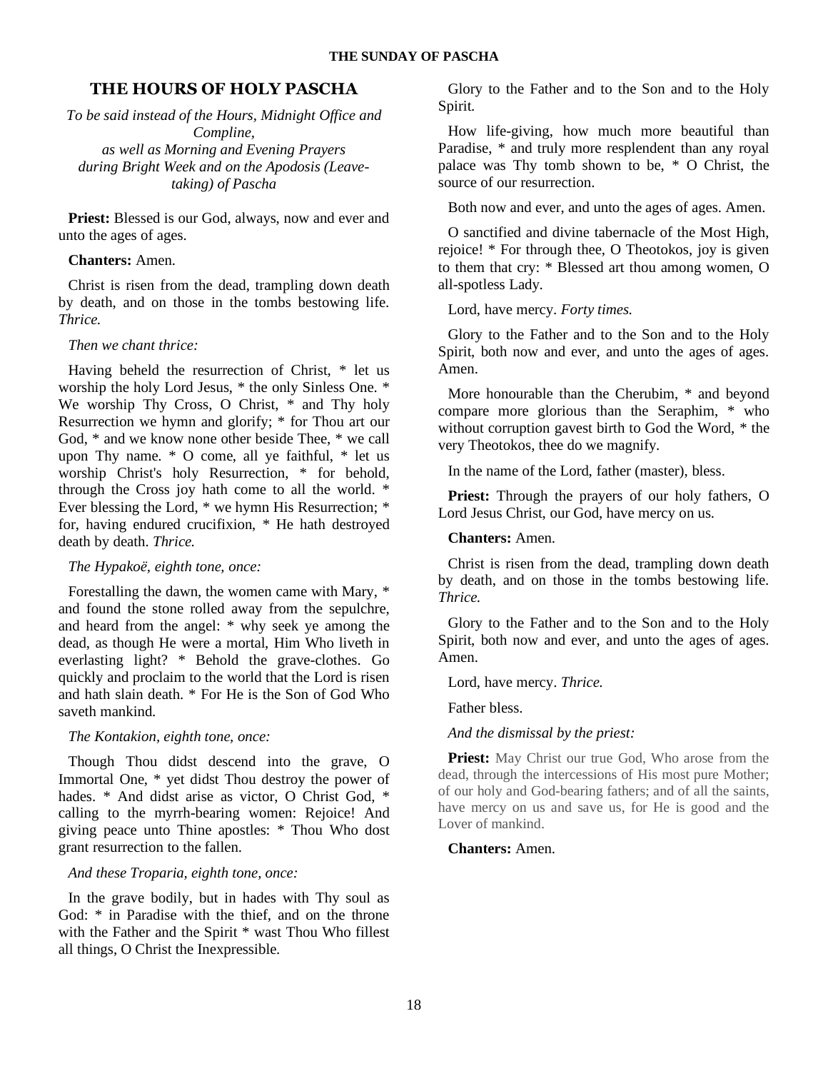## THE HOURS OF HOLY PASCHA

*To be said instead of the Hours, Midnight Office and Compline,*
*as well as Morning and Evening Prayers*
*during Bright Week and on the Apodosis (Leave-taking) of Pascha*

**Priest:** Blessed is our God, always, now and ever and unto the ages of ages.

**Chanters:** Amen.

Christ is risen from the dead, trampling down death by death, and on those in the tombs bestowing life. *Thrice.*

*Then we chant thrice:*

Having beheld the resurrection of Christ, * let us worship the holy Lord Jesus, * the only Sinless One. * We worship Thy Cross, O Christ, * and Thy holy Resurrection we hymn and glorify; * for Thou art our God, * and we know none other beside Thee, * we call upon Thy name. * O come, all ye faithful, * let us worship Christ's holy Resurrection, * for behold, through the Cross joy hath come to all the world. * Ever blessing the Lord, * we hymn His Resurrection; * for, having endured crucifixion, * He hath destroyed death by death. *Thrice.*

*The Hypakoë, eighth tone, once:*

Forestalling the dawn, the women came with Mary, * and found the stone rolled away from the sepulchre, and heard from the angel: * why seek ye among the dead, as though He were a mortal, Him Who liveth in everlasting light? * Behold the grave-clothes. Go quickly and proclaim to the world that the Lord is risen and hath slain death. * For He is the Son of God Who saveth mankind.

*The Kontakion, eighth tone, once:*

Though Thou didst descend into the grave, O Immortal One, * yet didst Thou destroy the power of hades. * And didst arise as victor, O Christ God, * calling to the myrrh-bearing women: Rejoice! And giving peace unto Thine apostles: * Thou Who dost grant resurrection to the fallen.

*And these Troparia, eighth tone, once:*

In the grave bodily, but in hades with Thy soul as God: * in Paradise with the thief, and on the throne with the Father and the Spirit * wast Thou Who fillest all things, O Christ the Inexpressible.

Glory to the Father and to the Son and to the Holy Spirit.

How life-giving, how much more beautiful than Paradise, * and truly more resplendent than any royal palace was Thy tomb shown to be, * O Christ, the source of our resurrection.

Both now and ever, and unto the ages of ages. Amen.

O sanctified and divine tabernacle of the Most High, rejoice! * For through thee, O Theotokos, joy is given to them that cry: * Blessed art thou among women, O all-spotless Lady.

Lord, have mercy. *Forty times.*

Glory to the Father and to the Son and to the Holy Spirit, both now and ever, and unto the ages of ages. Amen.

More honourable than the Cherubim, * and beyond compare more glorious than the Seraphim, * who without corruption gavest birth to God the Word, * the very Theotokos, thee do we magnify.

In the name of the Lord, father (master), bless.

**Priest:** Through the prayers of our holy fathers, O Lord Jesus Christ, our God, have mercy on us.

**Chanters:** Amen.

Christ is risen from the dead, trampling down death by death, and on those in the tombs bestowing life. *Thrice.*

Glory to the Father and to the Son and to the Holy Spirit, both now and ever, and unto the ages of ages. Amen.

Lord, have mercy. *Thrice.*

Father bless.

*And the dismissal by the priest:*

**Priest:** May Christ our true God, Who arose from the dead, through the intercessions of His most pure Mother; of our holy and God-bearing fathers; and of all the saints, have mercy on us and save us, for He is good and the Lover of mankind.

**Chanters:** Amen.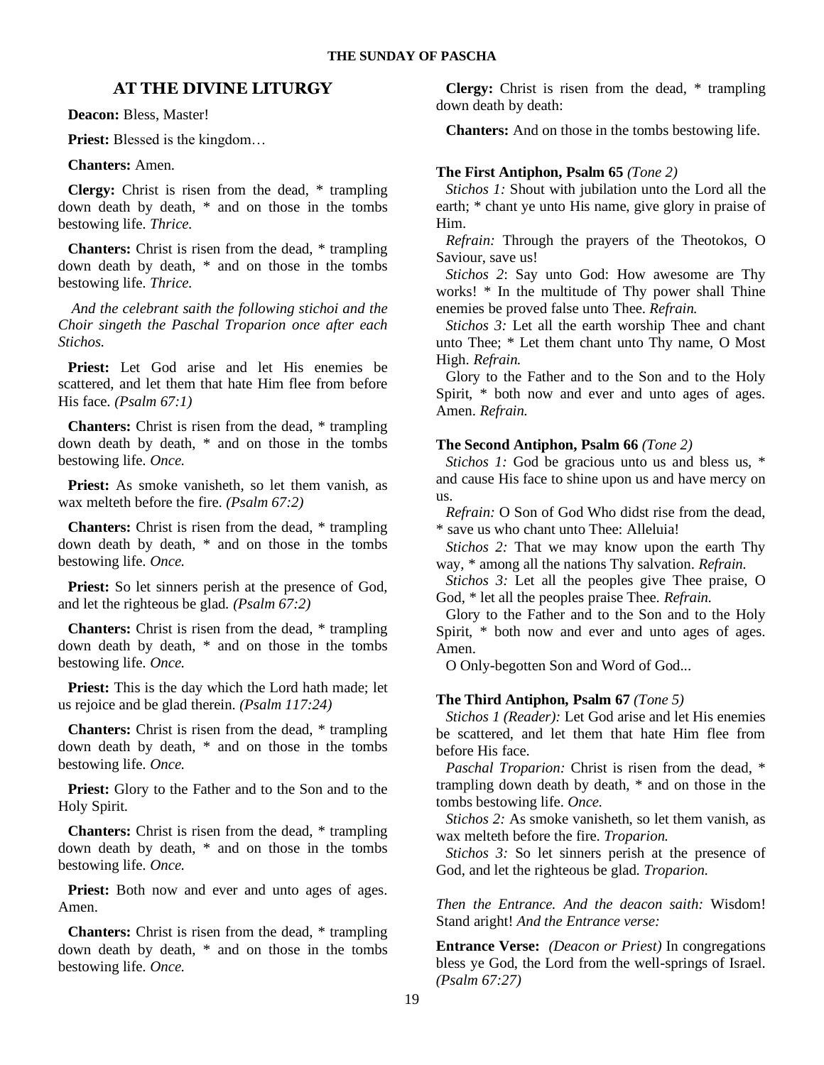## AT THE DIVINE LITURGY

**Deacon:** Bless, Master!

**Priest:** Blessed is the kingdom…

**Chanters:** Amen.

**Clergy:** Christ is risen from the dead, * trampling down death by death, * and on those in the tombs bestowing life. *Thrice.*

**Chanters:** Christ is risen from the dead, * trampling down death by death, * and on those in the tombs bestowing life. *Thrice.*

*And the celebrant saith the following stichoi and the Choir singeth the Paschal Troparion once after each Stichos.*

**Priest:** Let God arise and let His enemies be scattered, and let them that hate Him flee from before His face. *(Psalm 67:1)*

**Chanters:** Christ is risen from the dead, * trampling down death by death, * and on those in the tombs bestowing life. *Once.*

**Priest:** As smoke vanisheth, so let them vanish, as wax melteth before the fire. *(Psalm 67:2)*

**Chanters:** Christ is risen from the dead, * trampling down death by death, * and on those in the tombs bestowing life. *Once.*

**Priest:** So let sinners perish at the presence of God, and let the righteous be glad. *(Psalm 67:2)*

**Chanters:** Christ is risen from the dead, * trampling down death by death, * and on those in the tombs bestowing life. *Once.*

**Priest:** This is the day which the Lord hath made; let us rejoice and be glad therein. *(Psalm 117:24)*

**Chanters:** Christ is risen from the dead, * trampling down death by death, * and on those in the tombs bestowing life. *Once.*

**Priest:** Glory to the Father and to the Son and to the Holy Spirit.

**Chanters:** Christ is risen from the dead, * trampling down death by death, * and on those in the tombs bestowing life. *Once.*

**Priest:** Both now and ever and unto ages of ages. Amen.

**Chanters:** Christ is risen from the dead, * trampling down death by death, * and on those in the tombs bestowing life. *Once.*

**Clergy:** Christ is risen from the dead, * trampling down death by death:

**Chanters:** And on those in the tombs bestowing life.

**The First Antiphon, Psalm 65** *(Tone 2)*

*Stichos 1:* Shout with jubilation unto the Lord all the earth; * chant ye unto His name, give glory in praise of Him.

*Refrain:* Through the prayers of the Theotokos, O Saviour, save us!

*Stichos 2*: Say unto God: How awesome are Thy works! * In the multitude of Thy power shall Thine enemies be proved false unto Thee. *Refrain.*

*Stichos 3:* Let all the earth worship Thee and chant unto Thee; * Let them chant unto Thy name, O Most High. *Refrain.*

Glory to the Father and to the Son and to the Holy Spirit, * both now and ever and unto ages of ages. Amen. *Refrain.*

**The Second Antiphon, Psalm 66** *(Tone 2)*

*Stichos 1:* God be gracious unto us and bless us, * and cause His face to shine upon us and have mercy on us.

*Refrain:* O Son of God Who didst rise from the dead, * save us who chant unto Thee: Alleluia!

*Stichos 2:* That we may know upon the earth Thy way, * among all the nations Thy salvation. *Refrain.*

*Stichos 3:* Let all the peoples give Thee praise, O God, * let all the peoples praise Thee. *Refrain.*

Glory to the Father and to the Son and to the Holy Spirit, * both now and ever and unto ages of ages. Amen.

O Only-begotten Son and Word of God...

**The Third Antiphon, Psalm 67** *(Tone 5)*

*Stichos 1 (Reader):* Let God arise and let His enemies be scattered, and let them that hate Him flee from before His face.

*Paschal Troparion:* Christ is risen from the dead, * trampling down death by death, * and on those in the tombs bestowing life. *Once.*

*Stichos 2:* As smoke vanisheth, so let them vanish, as wax melteth before the fire. *Troparion.*

*Stichos 3:* So let sinners perish at the presence of God, and let the righteous be glad. *Troparion.*

*Then the Entrance. And the deacon saith:* Wisdom! Stand aright! *And the Entrance verse:*

**Entrance Verse:** *(Deacon or Priest)* In congregations bless ye God, the Lord from the well-springs of Israel. *(Psalm 67:27)*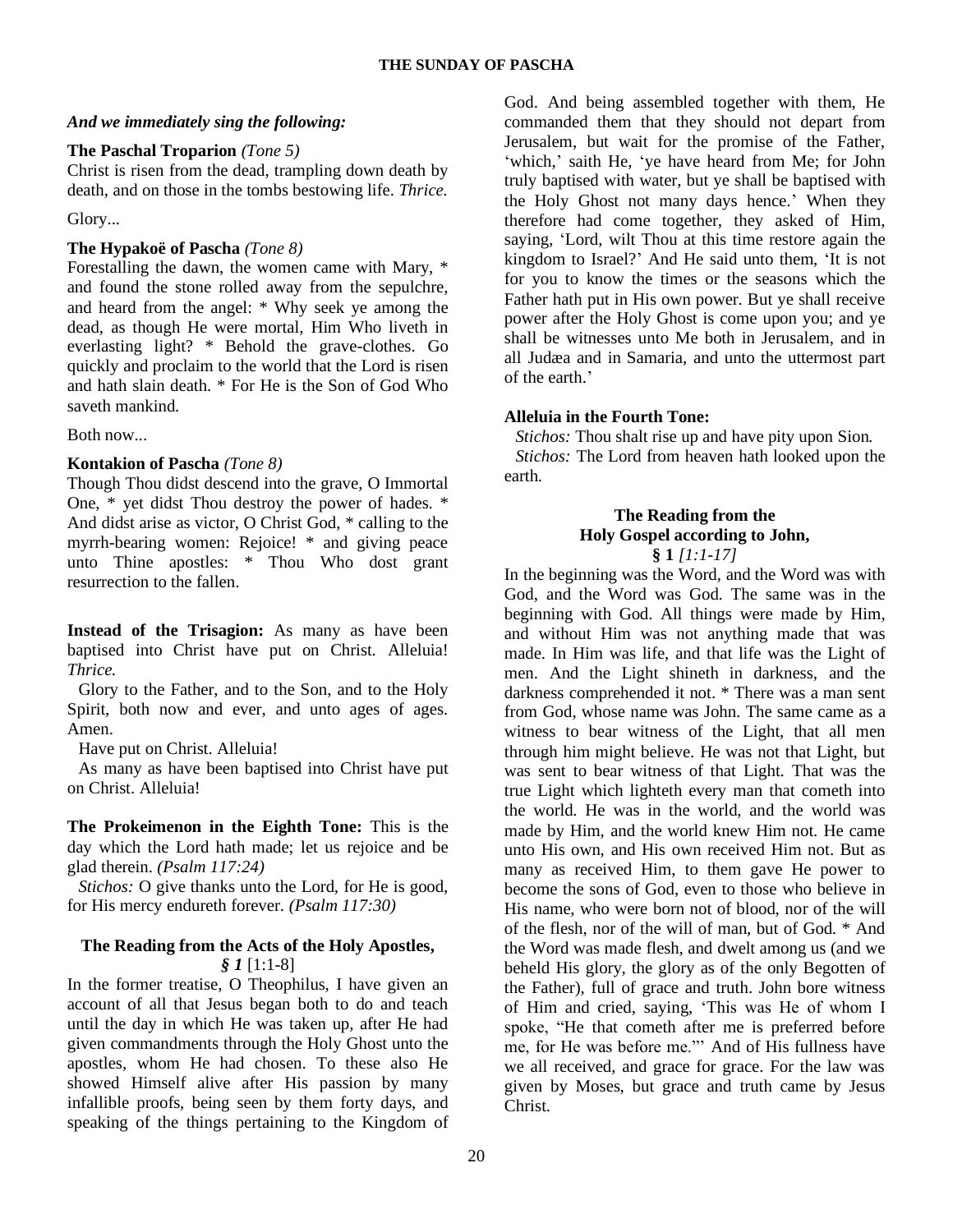*And we immediately sing the following:*

**The Paschal Troparion** *(Tone 5)*

Christ is risen from the dead, trampling down death by death, and on those in the tombs bestowing life. *Thrice.*

Glory...

**The Hypakoë of Pascha** *(Tone 8)*

Forestalling the dawn, the women came with Mary, * and found the stone rolled away from the sepulchre, and heard from the angel: * Why seek ye among the dead, as though He were mortal, Him Who liveth in everlasting light? * Behold the grave-clothes. Go quickly and proclaim to the world that the Lord is risen and hath slain death. * For He is the Son of God Who saveth mankind.

Both now...

**Kontakion of Pascha** *(Tone 8)*

Though Thou didst descend into the grave, O Immortal One, * yet didst Thou destroy the power of hades. * And didst arise as victor, O Christ God, * calling to the myrrh-bearing women: Rejoice! * and giving peace unto Thine apostles: * Thou Who dost grant resurrection to the fallen.

**Instead of the Trisagion:** As many as have been baptised into Christ have put on Christ. Alleluia! *Thrice.*

Glory to the Father, and to the Son, and to the Holy Spirit, both now and ever, and unto ages of ages. Amen.

Have put on Christ. Alleluia!

As many as have been baptised into Christ have put on Christ. Alleluia!

**The Prokeimenon in the Eighth Tone:** This is the day which the Lord hath made; let us rejoice and be glad therein. *(Psalm 117:24)*

*Stichos:* O give thanks unto the Lord, for He is good, for His mercy endureth forever. *(Psalm 117:30)*

### The Reading from the Acts of the Holy Apostles, *§ 1* [1:1-8]

In the former treatise, O Theophilus, I have given an account of all that Jesus began both to do and teach until the day in which He was taken up, after He had given commandments through the Holy Ghost unto the apostles, whom He had chosen. To these also He showed Himself alive after His passion by many infallible proofs, being seen by them forty days, and speaking of the things pertaining to the Kingdom of God. And being assembled together with them, He commanded them that they should not depart from Jerusalem, but wait for the promise of the Father, 'which,' saith He, 'ye have heard from Me; for John truly baptised with water, but ye shall be baptised with the Holy Ghost not many days hence.' When they therefore had come together, they asked of Him, saying, 'Lord, wilt Thou at this time restore again the kingdom to Israel?' And He said unto them, 'It is not for you to know the times or the seasons which the Father hath put in His own power. But ye shall receive power after the Holy Ghost is come upon you; and ye shall be witnesses unto Me both in Jerusalem, and in all Judæa and in Samaria, and unto the uttermost part of the earth.'

**Alleluia in the Fourth Tone:**

*Stichos:* Thou shalt rise up and have pity upon Sion.

*Stichos:* The Lord from heaven hath looked upon the earth.

### The Reading from the Holy Gospel according to John, § 1 *[1:1-17]*

In the beginning was the Word, and the Word was with God, and the Word was God. The same was in the beginning with God. All things were made by Him, and without Him was not anything made that was made. In Him was life, and that life was the Light of men. And the Light shineth in darkness, and the darkness comprehended it not. * There was a man sent from God, whose name was John. The same came as a witness to bear witness of the Light, that all men through him might believe. He was not that Light, but was sent to bear witness of that Light. That was the true Light which lighteth every man that cometh into the world. He was in the world, and the world was made by Him, and the world knew Him not. He came unto His own, and His own received Him not. But as many as received Him, to them gave He power to become the sons of God, even to those who believe in His name, who were born not of blood, nor of the will of the flesh, nor of the will of man, but of God. * And the Word was made flesh, and dwelt among us (and we beheld His glory, the glory as of the only Begotten of the Father), full of grace and truth. John bore witness of Him and cried, saying, 'This was He of whom I spoke, "He that cometh after me is preferred before me, for He was before me."' And of His fullness have we all received, and grace for grace. For the law was given by Moses, but grace and truth came by Jesus Christ.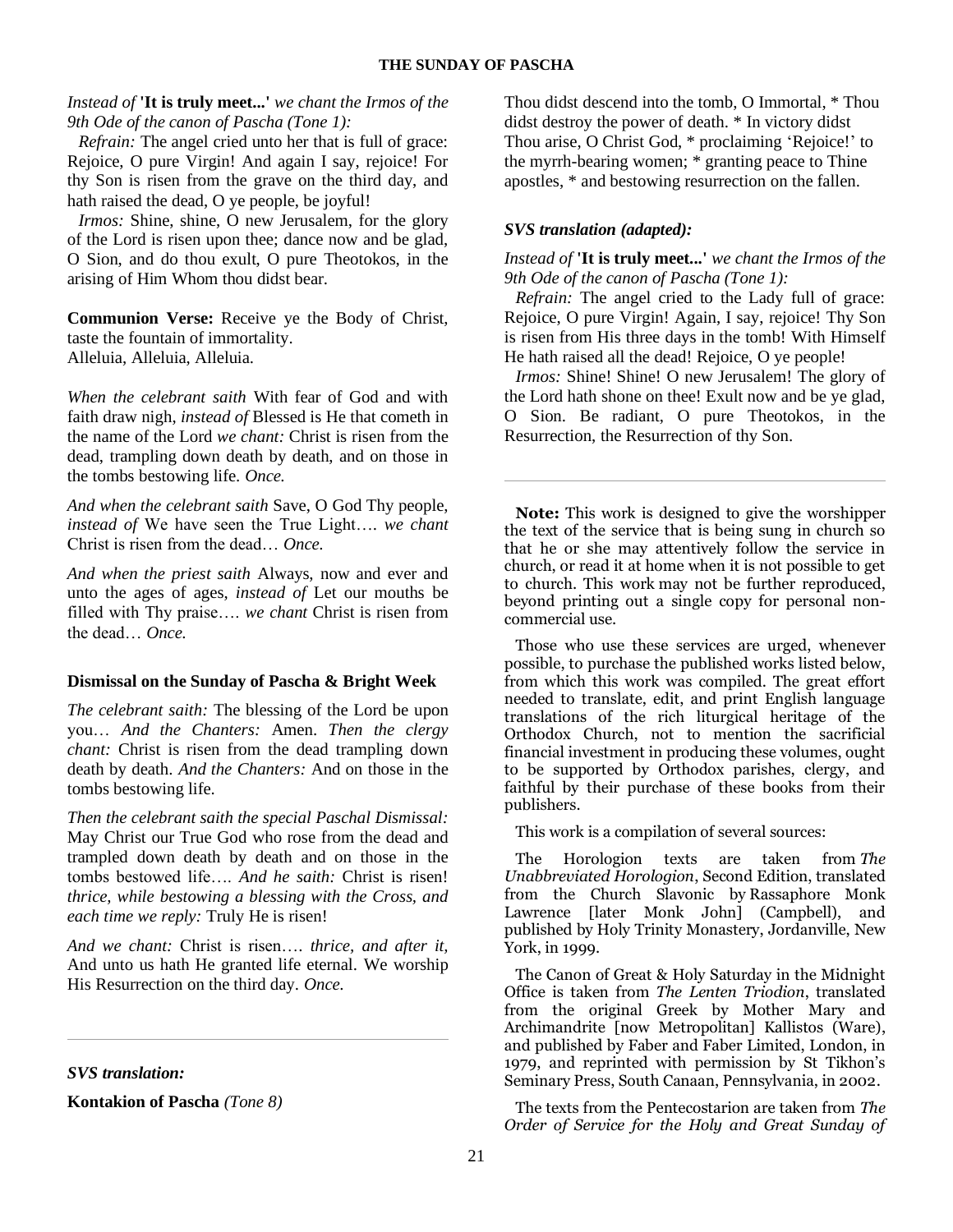*Instead of* **'It is truly meet...'** *we chant the Irmos of the 9th Ode of the canon of Pascha (Tone 1):*

*Refrain:* The angel cried unto her that is full of grace: Rejoice, O pure Virgin! And again I say, rejoice! For thy Son is risen from the grave on the third day, and hath raised the dead, O ye people, be joyful!

*Irmos:* Shine, shine, O new Jerusalem, for the glory of the Lord is risen upon thee; dance now and be glad, O Sion, and do thou exult, O pure Theotokos, in the arising of Him Whom thou didst bear.

**Communion Verse:** Receive ye the Body of Christ, taste the fountain of immortality.
Alleluia, Alleluia, Alleluia.

*When the celebrant saith* With fear of God and with faith draw nigh, *instead of* Blessed is He that cometh in the name of the Lord *we chant:* Christ is risen from the dead, trampling down death by death, and on those in the tombs bestowing life. *Once.*

*And when the celebrant saith* Save, O God Thy people, *instead of* We have seen the True Light…. *we chant* Christ is risen from the dead… *Once.*

*And when the priest saith* Always, now and ever and unto the ages of ages, *instead of* Let our mouths be filled with Thy praise…. *we chant* Christ is risen from the dead… *Once.*

### Dismissal on the Sunday of Pascha & Bright Week

*The celebrant saith:* The blessing of the Lord be upon you… *And the Chanters:* Amen. *Then the clergy chant:* Christ is risen from the dead trampling down death by death. *And the Chanters:* And on those in the tombs bestowing life.

*Then the celebrant saith the special Paschal Dismissal:* May Christ our True God who rose from the dead and trampled down death by death and on those in the tombs bestowed life…. *And he saith:* Christ is risen! *thrice, while bestowing a blessing with the Cross, and each time we reply:* Truly He is risen!

*And we chant:* Christ is risen…. *thrice, and after it,* And unto us hath He granted life eternal. We worship His Resurrection on the third day. *Once.*

---

***SVS translation:***

**Kontakion of Pascha** *(Tone 8)*

Thou didst descend into the tomb, O Immortal, * Thou didst destroy the power of death. * In victory didst Thou arise, O Christ God, * proclaiming 'Rejoice!' to the myrrh-bearing women; * granting peace to Thine apostles, * and bestowing resurrection on the fallen.

***SVS translation (adapted):***

*Instead of* **'It is truly meet...'** *we chant the Irmos of the 9th Ode of the canon of Pascha (Tone 1):*

*Refrain:* The angel cried to the Lady full of grace: Rejoice, O pure Virgin! Again, I say, rejoice! Thy Son is risen from His three days in the tomb! With Himself He hath raised all the dead! Rejoice, O ye people!

*Irmos:* Shine! Shine! O new Jerusalem! The glory of the Lord hath shone on thee! Exult now and be ye glad, O Sion. Be radiant, O pure Theotokos, in the Resurrection, the Resurrection of thy Son.

---

**Note:** This work is designed to give the worshipper the text of the service that is being sung in church so that he or she may attentively follow the service in church, or read it at home when it is not possible to get to church. This work may not be further reproduced, beyond printing out a single copy for personal non-commercial use.

Those who use these services are urged, whenever possible, to purchase the published works listed below, from which this work was compiled. The great effort needed to translate, edit, and print English language translations of the rich liturgical heritage of the Orthodox Church, not to mention the sacrificial financial investment in producing these volumes, ought to be supported by Orthodox parishes, clergy, and faithful by their purchase of these books from their publishers.

This work is a compilation of several sources:

The Horologion texts are taken from *The Unabbreviated Horologion*, Second Edition, translated from the Church Slavonic by Rassaphore Monk Lawrence [later Monk John] (Campbell), and published by Holy Trinity Monastery, Jordanville, New York, in 1999.

The Canon of Great & Holy Saturday in the Midnight Office is taken from *The Lenten Triodion*, translated from the original Greek by Mother Mary and Archimandrite [now Metropolitan] Kallistos (Ware), and published by Faber and Faber Limited, London, in 1979, and reprinted with permission by St Tikhon's Seminary Press, South Canaan, Pennsylvania, in 2002.

The texts from the Pentecostarion are taken from *The Order of Service for the Holy and Great Sunday of*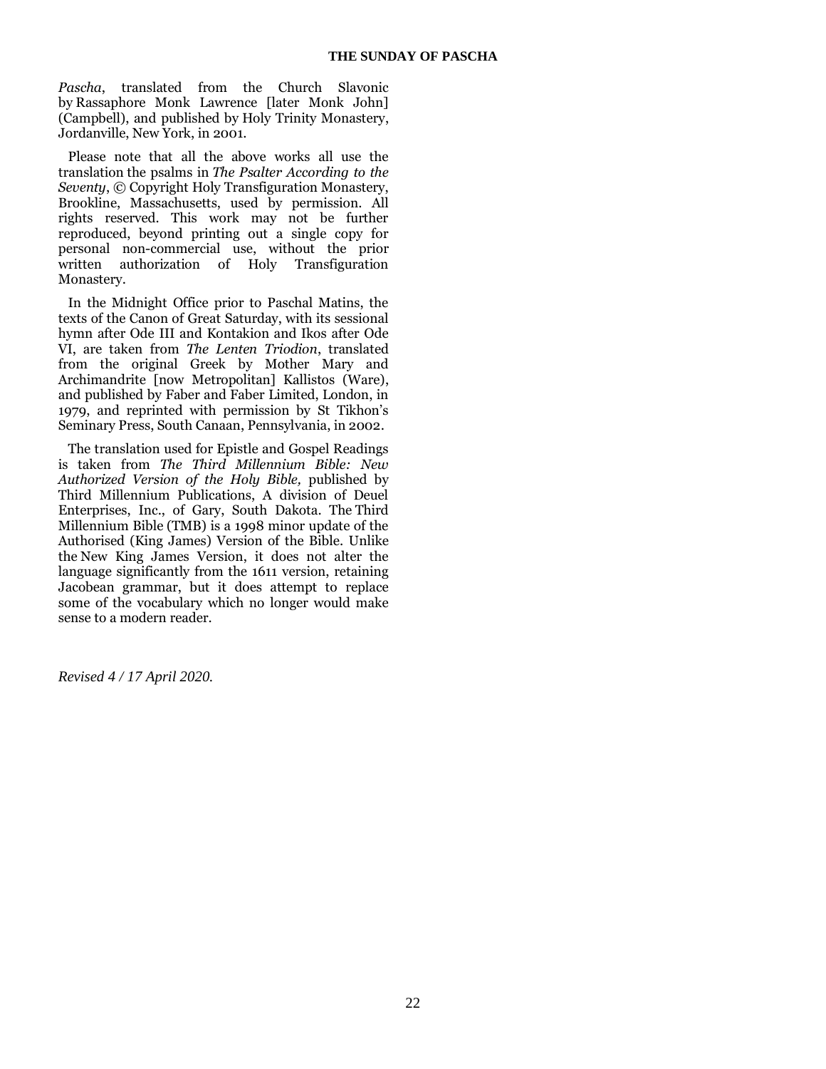*Pascha*, translated from the Church Slavonic by Rassaphore Monk Lawrence [later Monk John] (Campbell), and published by Holy Trinity Monastery, Jordanville, New York, in 2001.

Please note that all the above works all use the translation the psalms in *The Psalter According to the Seventy*, © Copyright Holy Transfiguration Monastery, Brookline, Massachusetts, used by permission. All rights reserved. This work may not be further reproduced, beyond printing out a single copy for personal non-commercial use, without the prior written authorization of Holy Transfiguration Monastery.

In the Midnight Office prior to Paschal Matins, the texts of the Canon of Great Saturday, with its sessional hymn after Ode III and Kontakion and Ikos after Ode VI, are taken from *The Lenten Triodion*, translated from the original Greek by Mother Mary and Archimandrite [now Metropolitan] Kallistos (Ware), and published by Faber and Faber Limited, London, in 1979, and reprinted with permission by St Tikhon's Seminary Press, South Canaan, Pennsylvania, in 2002.

The translation used for Epistle and Gospel Readings is taken from *The Third Millennium Bible: New Authorized Version of the Holy Bible,* published by Third Millennium Publications, A division of Deuel Enterprises, Inc., of Gary, South Dakota. The Third Millennium Bible (TMB) is a 1998 minor update of the Authorised (King James) Version of the Bible. Unlike the New King James Version, it does not alter the language significantly from the 1611 version, retaining Jacobean grammar, but it does attempt to replace some of the vocabulary which no longer would make sense to a modern reader.

*Revised 4 / 17 April 2020.*